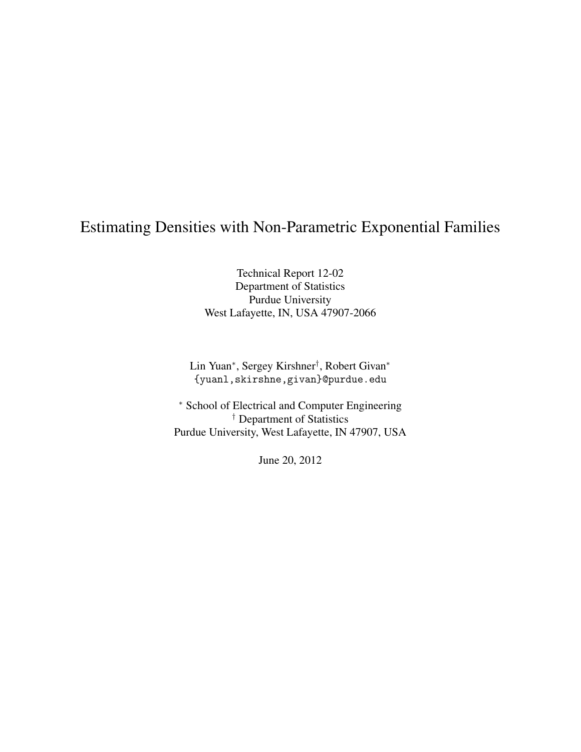# Estimating Densities with Non-Parametric Exponential Families

Technical Report 12-02
Department of Statistics
Purdue University
West Lafayette, IN, USA 47907-2066

Lin Yuan[*], Sergey Kirshner[†], Robert Givan[*]
{yuanl,skirshne,givan}@purdue.edu

[*] School of Electrical and Computer Engineering
[†] Department of Statistics
Purdue University, West Lafayette, IN 47907, USA

June 20, 2012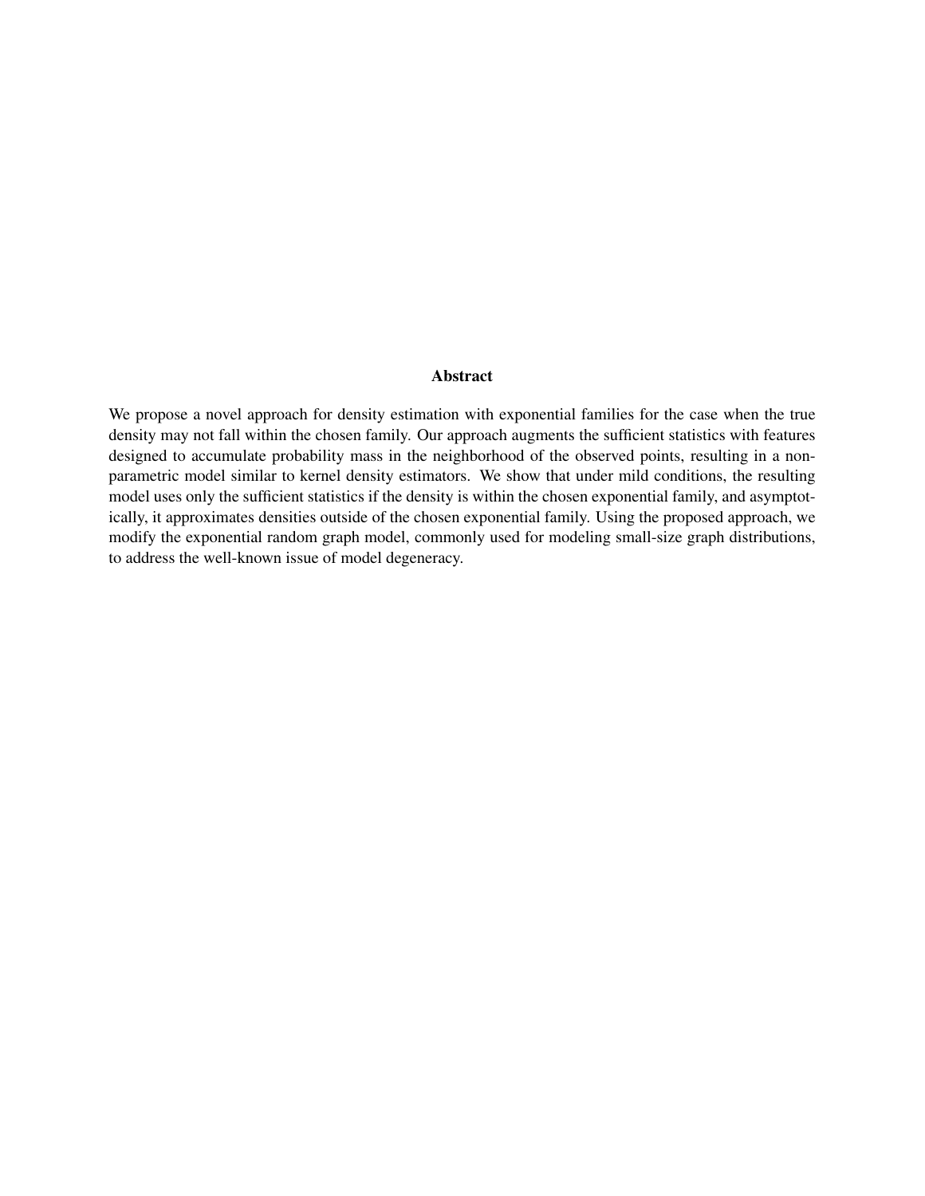## Abstract

We propose a novel approach for density estimation with exponential families for the case when the true density may not fall within the chosen family. Our approach augments the sufficient statistics with features designed to accumulate probability mass in the neighborhood of the observed points, resulting in a non-parametric model similar to kernel density estimators. We show that under mild conditions, the resulting model uses only the sufficient statistics if the density is within the chosen exponential family, and asymptotically, it approximates densities outside of the chosen exponential family. Using the proposed approach, we modify the exponential random graph model, commonly used for modeling small-size graph distributions, to address the well-known issue of model degeneracy.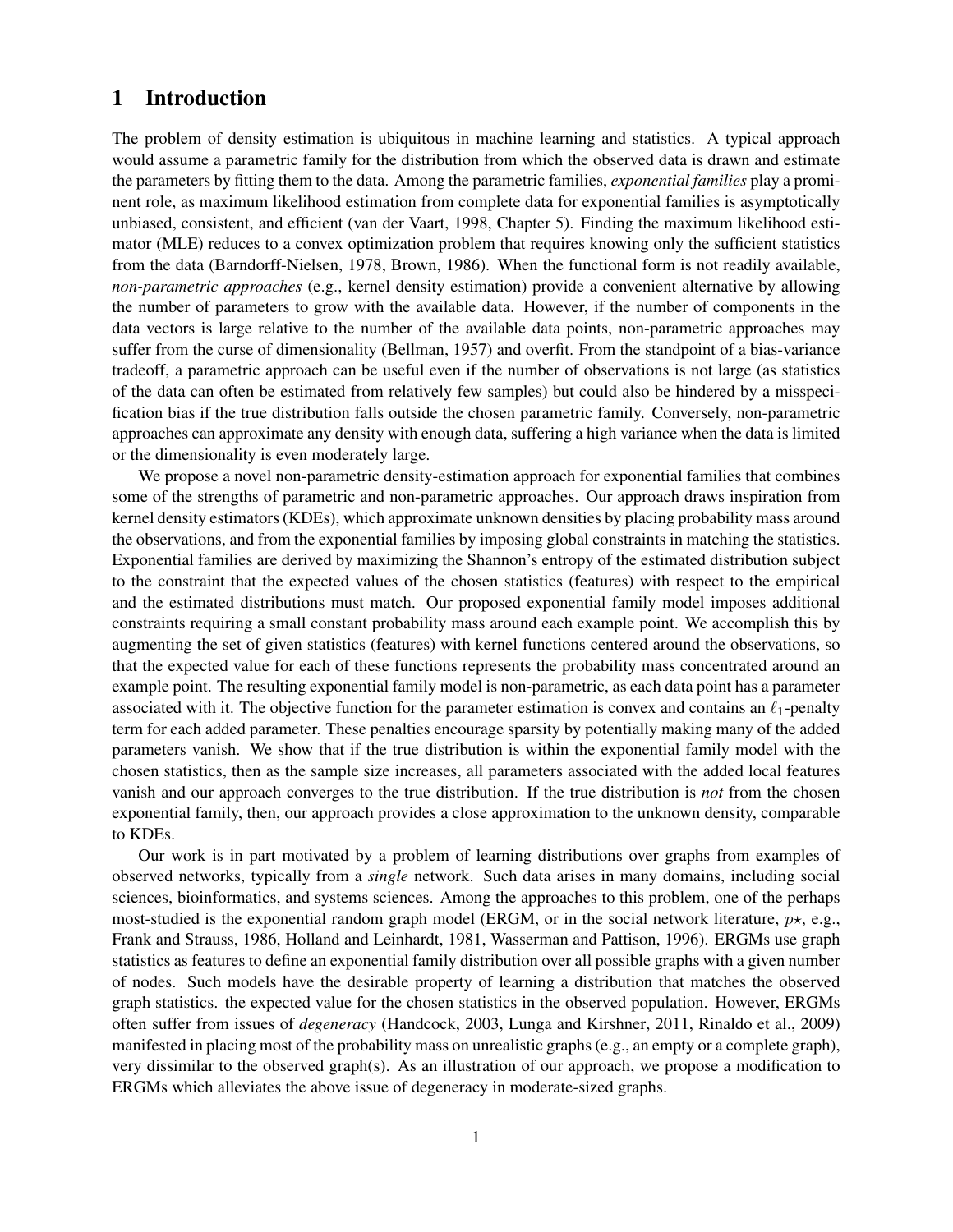# 1 Introduction

The problem of density estimation is ubiquitous in machine learning and statistics. A typical approach would assume a parametric family for the distribution from which the observed data is drawn and estimate the parameters by fitting them to the data. Among the parametric families, *exponential families* play a prominent role, as maximum likelihood estimation from complete data for exponential families is asymptotically unbiased, consistent, and efficient (van der Vaart, 1998, Chapter 5). Finding the maximum likelihood estimator (MLE) reduces to a convex optimization problem that requires knowing only the sufficient statistics from the data (Barndorff-Nielsen, 1978, Brown, 1986). When the functional form is not readily available, *non-parametric approaches* (e.g., kernel density estimation) provide a convenient alternative by allowing the number of parameters to grow with the available data. However, if the number of components in the data vectors is large relative to the number of the available data points, non-parametric approaches may suffer from the curse of dimensionality (Bellman, 1957) and overfit. From the standpoint of a bias-variance tradeoff, a parametric approach can be useful even if the number of observations is not large (as statistics of the data can often be estimated from relatively few samples) but could also be hindered by a misspecification bias if the true distribution falls outside the chosen parametric family. Conversely, non-parametric approaches can approximate any density with enough data, suffering a high variance when the data is limited or the dimensionality is even moderately large.

We propose a novel non-parametric density-estimation approach for exponential families that combines some of the strengths of parametric and non-parametric approaches. Our approach draws inspiration from kernel density estimators (KDEs), which approximate unknown densities by placing probability mass around the observations, and from the exponential families by imposing global constraints in matching the statistics. Exponential families are derived by maximizing the Shannon's entropy of the estimated distribution subject to the constraint that the expected values of the chosen statistics (features) with respect to the empirical and the estimated distributions must match. Our proposed exponential family model imposes additional constraints requiring a small constant probability mass around each example point. We accomplish this by augmenting the set of given statistics (features) with kernel functions centered around the observations, so that the expected value for each of these functions represents the probability mass concentrated around an example point. The resulting exponential family model is non-parametric, as each data point has a parameter associated with it. The objective function for the parameter estimation is convex and contains an $\ell_1$-penalty term for each added parameter. These penalties encourage sparsity by potentially making many of the added parameters vanish. We show that if the true distribution is within the exponential family model with the chosen statistics, then as the sample size increases, all parameters associated with the added local features vanish and our approach converges to the true distribution. If the true distribution is *not* from the chosen exponential family, then, our approach provides a close approximation to the unknown density, comparable to KDEs.

Our work is in part motivated by a problem of learning distributions over graphs from examples of observed networks, typically from a *single* network. Such data arises in many domains, including social sciences, bioinformatics, and systems sciences. Among the approaches to this problem, one of the perhaps most-studied is the exponential random graph model (ERGM, or in the social network literature, $p\star$, e.g., Frank and Strauss, 1986, Holland and Leinhardt, 1981, Wasserman and Pattison, 1996). ERGMs use graph statistics as features to define an exponential family distribution over all possible graphs with a given number of nodes. Such models have the desirable property of learning a distribution that matches the observed graph statistics. the expected value for the chosen statistics in the observed population. However, ERGMs often suffer from issues of *degeneracy* (Handcock, 2003, Lunga and Kirshner, 2011, Rinaldo et al., 2009) manifested in placing most of the probability mass on unrealistic graphs (e.g., an empty or a complete graph), very dissimilar to the observed graph(s). As an illustration of our approach, we propose a modification to ERGMs which alleviates the above issue of degeneracy in moderate-sized graphs.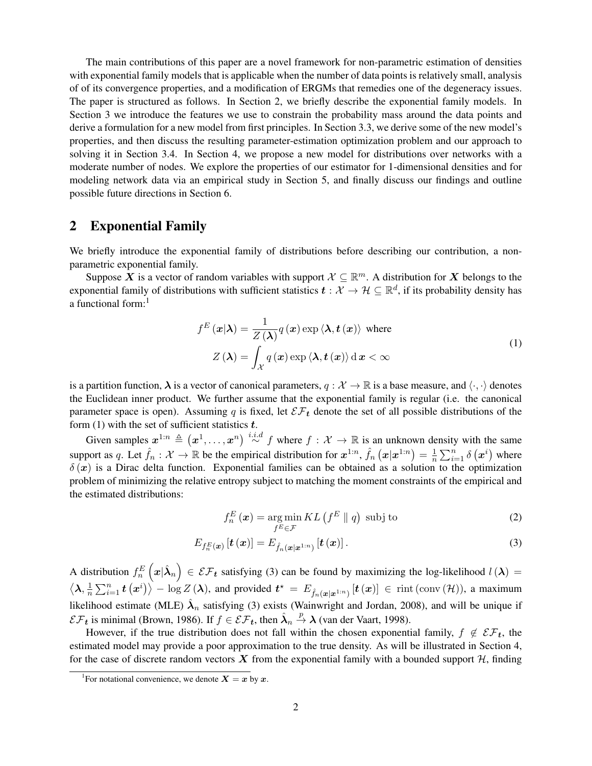The main contributions of this paper are a novel framework for non-parametric estimation of densities with exponential family models that is applicable when the number of data points is relatively small, analysis of of its convergence properties, and a modification of ERGMs that remedies one of the degeneracy issues. The paper is structured as follows. In Section 2, we briefly describe the exponential family models. In Section 3 we introduce the features we use to constrain the probability mass around the data points and derive a formulation for a new model from first principles. In Section 3.3, we derive some of the new model's properties, and then discuss the resulting parameter-estimation optimization problem and our approach to solving it in Section 3.4. In Section 4, we propose a new model for distributions over networks with a moderate number of nodes. We explore the properties of our estimator for 1-dimensional densities and for modeling network data via an empirical study in Section 5, and finally discuss our findings and outline possible future directions in Section 6.

## 2 Exponential Family

We briefly introduce the exponential family of distributions before describing our contribution, a non-parametric exponential family.

Suppose $\boldsymbol{X}$ is a vector of random variables with support $\mathcal{X} \subseteq \mathbb{R}^m$. A distribution for $\boldsymbol{X}$ belongs to the exponential family of distributions with sufficient statistics $\boldsymbol{t} : \mathcal{X} \to \mathcal{H} \subseteq \mathbb{R}^d$, if its probability density has a functional form:[1]

$$
\begin{aligned}
f^E(\boldsymbol{x}|\boldsymbol{\lambda}) &= \frac{1}{Z(\boldsymbol{\lambda})} q(\boldsymbol{x}) \exp \langle \boldsymbol{\lambda}, \boldsymbol{t}(\boldsymbol{x}) \rangle \text{ where} \\
Z(\boldsymbol{\lambda}) &= \int_{\mathcal{X}} q(\boldsymbol{x}) \exp \langle \boldsymbol{\lambda}, \boldsymbol{t}(\boldsymbol{x}) \rangle \, \mathrm{d}\, \boldsymbol{x} < \infty
\end{aligned}
\tag{1}
$$

is a partition function, $\boldsymbol{\lambda}$ is a vector of canonical parameters, $q : \mathcal{X} \to \mathbb{R}$ is a base measure, and $\langle \cdot, \cdot \rangle$ denotes the Euclidean inner product. We further assume that the exponential family is regular (i.e. the canonical parameter space is open). Assuming $q$ is fixed, let $\mathcal{EF}_{\boldsymbol{t}}$ denote the set of all possible distributions of the form (1) with the set of sufficient statistics $\boldsymbol{t}$.

Given samples $\boldsymbol{x}^{1:n} \triangleq (\boldsymbol{x}^1, \ldots, \boldsymbol{x}^n) \overset{i.i.d}{\sim} f$ where $f : \mathcal{X} \to \mathbb{R}$ is an unknown density with the same support as $q$. Let $\hat{f}_n : \mathcal{X} \to \mathbb{R}$ be the empirical distribution for $\boldsymbol{x}^{1:n}$, $\hat{f}_n(\boldsymbol{x}|\boldsymbol{x}^{1:n}) = \frac{1}{n}\sum_{i=1}^n \delta(\boldsymbol{x}^i)$ where $\delta(\boldsymbol{x})$ is a Dirac delta function. Exponential families can be obtained as a solution to the optimization problem of minimizing the relative entropy subject to matching the moment constraints of the empirical and the estimated distributions:

$$
f_n^E(\boldsymbol{x}) = \operatorname*{arg\,min}_{f^E \in \mathcal{F}} KL\left(f^E \parallel q\right) \text{ subj to} \tag{2}
$$

$$
E_{f_n^E(\boldsymbol{x})}[\boldsymbol{t}(\boldsymbol{x})] = E_{\hat{f}_n(\boldsymbol{x}|\boldsymbol{x}^{1:n})}[\boldsymbol{t}(\boldsymbol{x})]. \tag{3}
$$

A distribution $f_n^E\left(\boldsymbol{x}|\hat{\boldsymbol{\lambda}}_n\right) \in \mathcal{EF}_{\boldsymbol{t}}$ satisfying (3) can be found by maximizing the log-likelihood $l(\boldsymbol{\lambda}) = \left\langle \boldsymbol{\lambda}, \frac{1}{n}\sum_{i=1}^n \boldsymbol{t}(\boldsymbol{x}^i) \right\rangle - \log Z(\boldsymbol{\lambda})$, and provided $\boldsymbol{t}^\star = E_{\hat{f}_n(\boldsymbol{x}|\boldsymbol{x}^{1:n})}[\boldsymbol{t}(\boldsymbol{x})] \in \operatorname{rint}(\operatorname{conv}(\mathcal{H}))$, a maximum likelihood estimate (MLE) $\hat{\boldsymbol{\lambda}}_n$ satisfying (3) exists (Wainwright and Jordan, 2008), and will be unique if $\mathcal{EF}_{\boldsymbol{t}}$ is minimal (Brown, 1986). If $f \in \mathcal{EF}_{\boldsymbol{t}}$, then $\hat{\boldsymbol{\lambda}}_n \overset{p}{\to} \boldsymbol{\lambda}$ (van der Vaart, 1998).

However, if the true distribution does not fall within the chosen exponential family, $f \notin \mathcal{EF}_{\boldsymbol{t}}$, the estimated model may provide a poor approximation to the true density. As will be illustrated in Section 4, for the case of discrete random vectors $\boldsymbol{X}$ from the exponential family with a bounded support $\mathcal{H}$, finding

[1] For notational convenience, we denote $\boldsymbol{X} = \boldsymbol{x}$ by $\boldsymbol{x}$.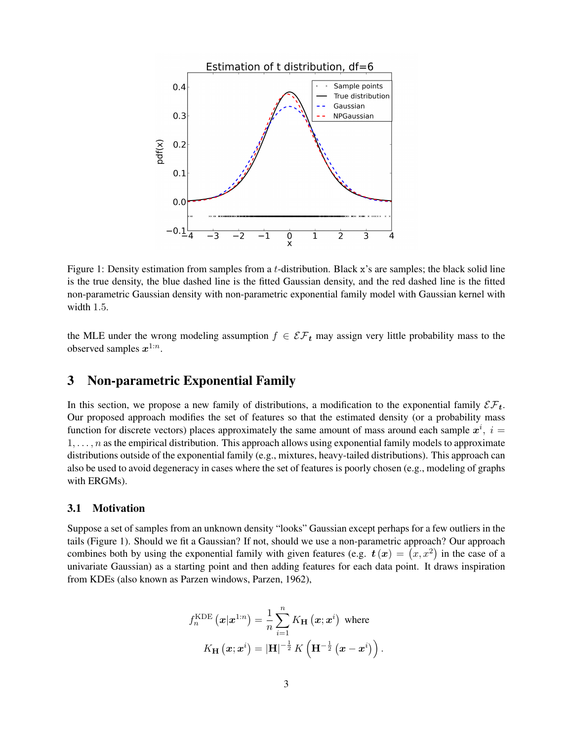Figure 1: Density estimation from samples from a $t$-distribution. Black x's are samples; the black solid line is the true density, the blue dashed line is the fitted Gaussian density, and the red dashed line is the fitted non-parametric Gaussian density with non-parametric exponential family model with Gaussian kernel with width $1.5$.

the MLE under the wrong modeling assumption $f \in \mathcal{EF}_{\boldsymbol{t}}$ may assign very little probability mass to the observed samples $\boldsymbol{x}^{1:n}$.

# 3 Non-parametric Exponential Family

In this section, we propose a new family of distributions, a modification to the exponential family $\mathcal{EF}_{\boldsymbol{t}}$. Our proposed approach modifies the set of features so that the estimated density (or a probability mass function for discrete vectors) places approximately the same amount of mass around each sample $\boldsymbol{x}^i$, $i = 1, \ldots, n$ as the empirical distribution. This approach allows using exponential family models to approximate distributions outside of the exponential family (e.g., mixtures, heavy-tailed distributions). This approach can also be used to avoid degeneracy in cases where the set of features is poorly chosen (e.g., modeling of graphs with ERGMs).

## 3.1 Motivation

Suppose a set of samples from an unknown density "looks" Gaussian except perhaps for a few outliers in the tails (Figure 1). Should we fit a Gaussian? If not, should we use a non-parametric approach? Our approach combines both by using the exponential family with given features (e.g. $\boldsymbol{t}(\boldsymbol{x}) = (x, x^2)$ in the case of a univariate Gaussian) as a starting point and then adding features for each data point. It draws inspiration from KDEs (also known as Parzen windows, Parzen, 1962),

$$
f_n^{\text{KDE}}\left(\boldsymbol{x}|\boldsymbol{x}^{1:n}\right) = \frac{1}{n}\sum_{i=1}^{n} K_{\mathbf{H}}\left(\boldsymbol{x};\boldsymbol{x}^i\right) \text{ where}
$$

$$
K_{\mathbf{H}}\left(\boldsymbol{x};\boldsymbol{x}^i\right) = |\mathbf{H}|^{-\frac{1}{2}} K\left(\mathbf{H}^{-\frac{1}{2}}\left(\boldsymbol{x}-\boldsymbol{x}^i\right)\right).
$$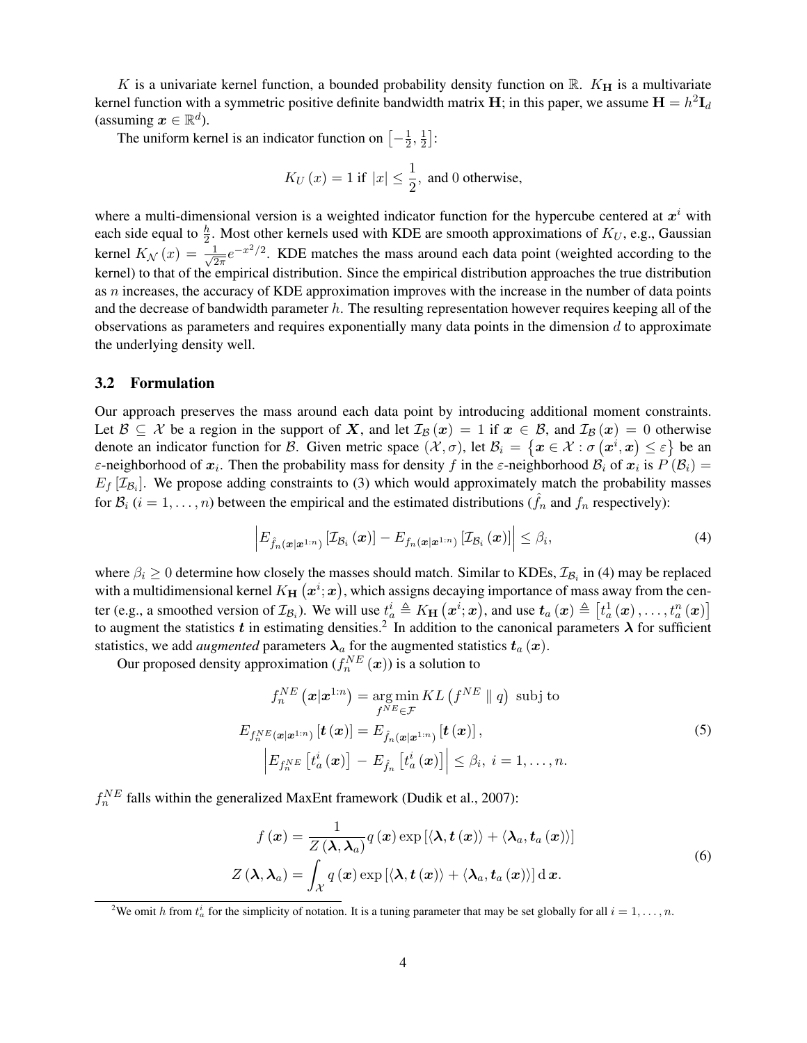$K$ is a univariate kernel function, a bounded probability density function on $\mathbb{R}$. $K_{\mathbf{H}}$ is a multivariate kernel function with a symmetric positive definite bandwidth matrix $\mathbf{H}$; in this paper, we assume $\mathbf{H} = h^2 \mathbf{I}_d$ (assuming $\boldsymbol{x} \in \mathbb{R}^d$).

The uniform kernel is an indicator function on $\left[-\frac{1}{2}, \frac{1}{2}\right]$:

$$K_U(x) = 1 \text{ if } |x| \leq \frac{1}{2}, \text{ and } 0 \text{ otherwise,}$$

where a multi-dimensional version is a weighted indicator function for the hypercube centered at $\boldsymbol{x}^i$ with each side equal to $\frac{h}{2}$. Most other kernels used with KDE are smooth approximations of $K_U$, e.g., Gaussian kernel $K_{\mathcal{N}}(x) = \frac{1}{\sqrt{2\pi}} e^{-x^2/2}$. KDE matches the mass around each data point (weighted according to the kernel) to that of the empirical distribution. Since the empirical distribution approaches the true distribution as $n$ increases, the accuracy of KDE approximation improves with the increase in the number of data points and the decrease of bandwidth parameter $h$. The resulting representation however requires keeping all of the observations as parameters and requires exponentially many data points in the dimension $d$ to approximate the underlying density well.

### 3.2 Formulation

Our approach preserves the mass around each data point by introducing additional moment constraints. Let $\mathcal{B} \subseteq \mathcal{X}$ be a region in the support of $\boldsymbol{X}$, and let $\mathcal{I}_{\mathcal{B}}(\boldsymbol{x}) = 1$ if $\boldsymbol{x} \in \mathcal{B}$, and $\mathcal{I}_{\mathcal{B}}(\boldsymbol{x}) = 0$ otherwise denote an indicator function for $\mathcal{B}$. Given metric space $(\mathcal{X}, \sigma)$, let $\mathcal{B}_i = \left\{\boldsymbol{x} \in \mathcal{X} : \sigma\left(\boldsymbol{x}^i, \boldsymbol{x}\right) \leq \varepsilon\right\}$ be an $\varepsilon$-neighborhood of $\boldsymbol{x}_i$. Then the probability mass for density $f$ in the $\varepsilon$-neighborhood $\mathcal{B}_i$ of $\boldsymbol{x}_i$ is $P(\mathcal{B}_i) = E_f[\mathcal{I}_{\mathcal{B}_i}]$. We propose adding constraints to (3) which would approximately match the probability masses for $\mathcal{B}_i$ ($i = 1, \ldots, n$) between the empirical and the estimated distributions ($\hat{f}_n$ and $f_n$ respectively):

$$\left| E_{\hat{f}_n(\boldsymbol{x}|\boldsymbol{x}^{1:n})}\left[\mathcal{I}_{\mathcal{B}_i}(\boldsymbol{x})\right] - E_{f_n(\boldsymbol{x}|\boldsymbol{x}^{1:n})}\left[\mathcal{I}_{\mathcal{B}_i}(\boldsymbol{x})\right] \right| \leq \beta_i, \tag{4}$$

where $\beta_i \geq 0$ determine how closely the masses should match. Similar to KDEs, $\mathcal{I}_{\mathcal{B}_i}$ in (4) may be replaced with a multidimensional kernel $K_{\mathbf{H}}\left(\boldsymbol{x}^i; \boldsymbol{x}\right)$, which assigns decaying importance of mass away from the center (e.g., a smoothed version of $\mathcal{I}_{\mathcal{B}_i}$). We will use $t_a^i \triangleq K_{\mathbf{H}}\left(\boldsymbol{x}^i; \boldsymbol{x}\right)$, and use $\boldsymbol{t}_a(\boldsymbol{x}) \triangleq \left[t_a^1(\boldsymbol{x}), \ldots, t_a^n(\boldsymbol{x})\right]$ to augment the statistics $\boldsymbol{t}$ in estimating densities.[2] In addition to the canonical parameters $\boldsymbol{\lambda}$ for sufficient statistics, we add *augmented* parameters $\boldsymbol{\lambda}_a$ for the augmented statistics $\boldsymbol{t}_a(\boldsymbol{x})$.

Our proposed density approximation ($f_n^{NE}(\boldsymbol{x})$) is a solution to

$$\begin{aligned}
f_n^{NE}\left(\boldsymbol{x}|\boldsymbol{x}^{1:n}\right) &= \underset{f^{NE} \in \mathcal{F}}{\arg\min}\, KL\left(f^{NE} \parallel q\right) \text{ subj to} \\
E_{f_n^{NE}(\boldsymbol{x}|\boldsymbol{x}^{1:n})}\left[\boldsymbol{t}(\boldsymbol{x})\right] &= E_{\hat{f}_n(\boldsymbol{x}|\boldsymbol{x}^{1:n})}\left[\boldsymbol{t}(\boldsymbol{x})\right], \\
\left| E_{f_n^{NE}}\left[t_a^i(\boldsymbol{x})\right] \right. &- \left. E_{\hat{f}_n}\left[t_a^i(\boldsymbol{x})\right] \right| \leq \beta_i,\ i = 1, \ldots, n.
\end{aligned} \tag{5}$$

$f_n^{NE}$ falls within the generalized MaxEnt framework (Dudik et al., 2007):

$$\begin{aligned}
f(\boldsymbol{x}) &= \frac{1}{Z(\boldsymbol{\lambda}, \boldsymbol{\lambda}_a)} q(\boldsymbol{x}) \exp\left[\langle \boldsymbol{\lambda}, \boldsymbol{t}(\boldsymbol{x}) \rangle + \langle \boldsymbol{\lambda}_a, \boldsymbol{t}_a(\boldsymbol{x}) \rangle\right] \\
Z(\boldsymbol{\lambda}, \boldsymbol{\lambda}_a) &= \int_{\mathcal{X}} q(\boldsymbol{x}) \exp\left[\langle \boldsymbol{\lambda}, \boldsymbol{t}(\boldsymbol{x}) \rangle + \langle \boldsymbol{\lambda}_a, \boldsymbol{t}_a(\boldsymbol{x}) \rangle\right] \mathrm{d}\,\boldsymbol{x}.
\end{aligned} \tag{6}$$

[2] We omit $h$ from $t_a^i$ for the simplicity of notation. It is a tuning parameter that may be set globally for all $i = 1, \ldots, n$.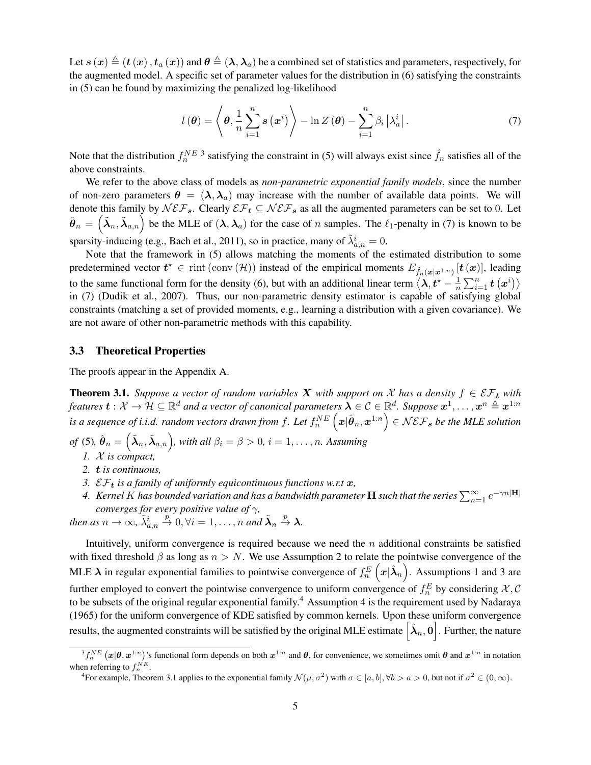Let $\boldsymbol{s}(\boldsymbol{x}) \triangleq (\boldsymbol{t}(\boldsymbol{x}), \boldsymbol{t}_a(\boldsymbol{x}))$ and $\boldsymbol{\theta} \triangleq (\boldsymbol{\lambda}, \boldsymbol{\lambda}_a)$ be a combined set of statistics and parameters, respectively, for the augmented model. A specific set of parameter values for the distribution in (6) satisfying the constraints in (5) can be found by maximizing the penalized log-likelihood

$$l(\boldsymbol{\theta}) = \left\langle \boldsymbol{\theta}, \frac{1}{n}\sum_{i=1}^{n} \boldsymbol{s}\left(\boldsymbol{x}^i\right) \right\rangle - \ln Z(\boldsymbol{\theta}) - \sum_{i=1}^{n} \beta_i \left|\lambda_a^i\right|. \tag{7}$$

Note that the distribution $f_n^{NE}$ [3] satisfying the constraint in (5) will always exist since $\hat{f}_n$ satisfies all of the above constraints.

We refer to the above class of models as *non-parametric exponential family models*, since the number of non-zero parameters $\boldsymbol{\theta} = (\boldsymbol{\lambda}, \boldsymbol{\lambda}_a)$ may increase with the number of available data points. We will denote this family by $\mathcal{NEF}_{\boldsymbol{s}}$. Clearly $\mathcal{EF}_{\boldsymbol{t}} \subseteq \mathcal{NEF}_{\boldsymbol{s}}$ as all the augmented parameters can be set to 0. Let $\hat{\boldsymbol{\theta}}_n = \left(\tilde{\boldsymbol{\lambda}}_n, \tilde{\boldsymbol{\lambda}}_{a,n}\right)$ be the MLE of $(\boldsymbol{\lambda}, \boldsymbol{\lambda}_a)$ for the case of $n$ samples. The $\ell_1$-penalty in (7) is known to be sparsity-inducing (e.g., Bach et al., 2011), so in practice, many of $\tilde{\lambda}_{a,n}^i = 0$.

Note that the framework in (5) allows matching the moments of the estimated distribution to some predetermined vector $\boldsymbol{t}^\star \in \operatorname{rint}(\operatorname{conv}(\mathcal{H}))$ instead of the empirical moments $E_{\hat{f}_n(\boldsymbol{x}|\boldsymbol{x}^{1:n})}[\boldsymbol{t}(\boldsymbol{x})]$, leading to the same functional form for the density (6), but with an additional linear term $\left\langle \boldsymbol{\lambda}, \boldsymbol{t}^\star - \frac{1}{n}\sum_{i=1}^{n} \boldsymbol{t}\left(\boldsymbol{x}^i\right)\right\rangle$ in (7) (Dudik et al., 2007). Thus, our non-parametric density estimator is capable of satisfying global constraints (matching a set of provided moments, e.g., learning a distribution with a given covariance). We are not aware of other non-parametric methods with this capability.

### 3.3 Theoretical Properties

The proofs appear in the Appendix A.

**Theorem 3.1.** *Suppose a vector of random variables $\boldsymbol{X}$ with support on $\mathcal{X}$ has a density $f \in \mathcal{EF}_{\boldsymbol{t}}$ with features $\boldsymbol{t}: \mathcal{X} \to \mathcal{H} \subseteq \mathbb{R}^d$ and a vector of canonical parameters $\boldsymbol{\lambda} \in \mathcal{C} \in \mathbb{R}^d$. Suppose $\boldsymbol{x}^1, \ldots, \boldsymbol{x}^n \triangleq \boldsymbol{x}^{1:n}$ is a sequence of i.i.d. random vectors drawn from $f$. Let $f_n^{NE}\left(\boldsymbol{x}|\hat{\boldsymbol{\theta}}_n, \boldsymbol{x}^{1:n}\right) \in \mathcal{NEF}_{\boldsymbol{s}}$ be the MLE solution of (5), $\hat{\boldsymbol{\theta}}_n = \left(\tilde{\boldsymbol{\lambda}}_n, \tilde{\boldsymbol{\lambda}}_{a,n}\right)$, with all $\beta_i = \beta > 0$, $i = 1, \ldots, n$. Assuming*

1. *$\mathcal{X}$ is compact,*
2. *$\boldsymbol{t}$ is continuous,*
3. *$\mathcal{EF}_{\boldsymbol{t}}$ is a family of uniformly equicontinuous functions w.r.t $\boldsymbol{x}$,*
4. *Kernel $K$ has bounded variation and has a bandwidth parameter $\mathbf{H}$ such that the series $\sum_{n=1}^{\infty} e^{-\gamma n |\mathbf{H}|}$ converges for every positive value of $\gamma$,*

*then as $n \to \infty$, $\tilde{\lambda}_{a,n}^i \xrightarrow{p} 0, \forall i = 1, \ldots, n$ and $\tilde{\boldsymbol{\lambda}}_n \xrightarrow{p} \boldsymbol{\lambda}$.*

Intuitively, uniform convergence is required because we need the $n$ additional constraints be satisfied with fixed threshold $\beta$ as long as $n > N$. We use Assumption 2 to relate the pointwise convergence of the MLE $\boldsymbol{\lambda}$ in regular exponential families to pointwise convergence of $f_n^E\left(\boldsymbol{x}|\hat{\boldsymbol{\lambda}}_n\right)$. Assumptions 1 and 3 are further employed to convert the pointwise convergence to uniform convergence of $f_n^E$ by considering $\mathcal{X}, \mathcal{C}$ to be subsets of the original regular exponential family.[4] Assumption 4 is the requirement used by Nadaraya (1965) for the uniform convergence of KDE satisfied by common kernels. Upon these uniform convergence results, the augmented constraints will be satisfied by the original MLE estimate $\left[\hat{\boldsymbol{\lambda}}_n, \mathbf{0}\right]$. Further, the nature

[3] $f_n^{NE}\left(\boldsymbol{x}|\boldsymbol{\theta}, \boldsymbol{x}^{1:n}\right)$'s functional form depends on both $\boldsymbol{x}^{1:n}$ and $\boldsymbol{\theta}$, for convenience, we sometimes omit $\boldsymbol{\theta}$ and $\boldsymbol{x}^{1:n}$ in notation when referring to $f_n^{NE}$.

[4] For example, Theorem 3.1 applies to the exponential family $\mathcal{N}(\mu, \sigma^2)$ with $\sigma \in [a, b], \forall b > a > 0$, but not if $\sigma^2 \in (0, \infty)$.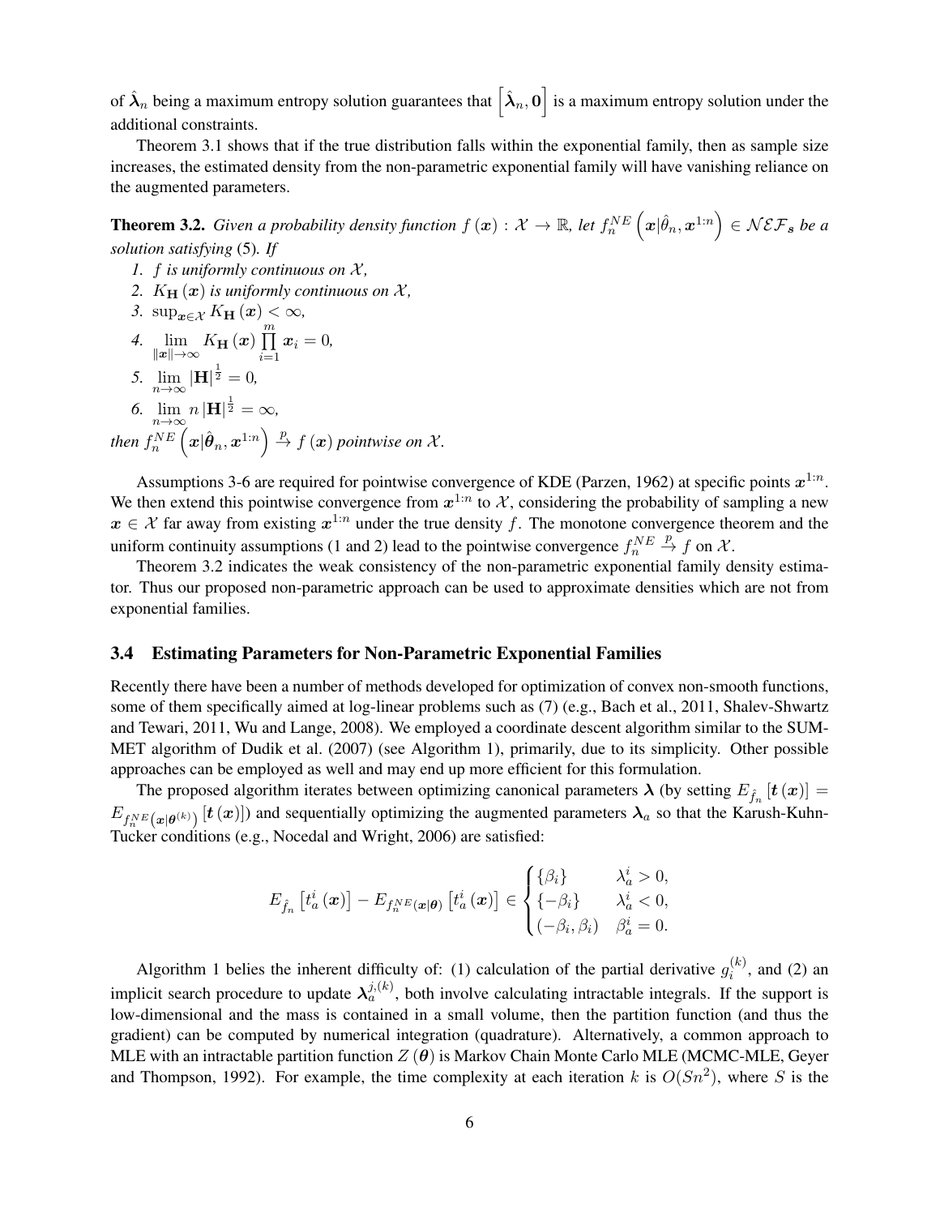of $\hat{\boldsymbol{\lambda}}_n$ being a maximum entropy solution guarantees that $\left[\hat{\boldsymbol{\lambda}}_n, \mathbf{0}\right]$ is a maximum entropy solution under the additional constraints.

Theorem 3.1 shows that if the true distribution falls within the exponential family, then as sample size increases, the estimated density from the non-parametric exponential family will have vanishing reliance on the augmented parameters.

**Theorem 3.2.** *Given a probability density function $f(\boldsymbol{x}) : \mathcal{X} \to \mathbb{R}$, let $f_n^{NE}\left(\boldsymbol{x}|\hat{\theta}_n, \boldsymbol{x}^{1:n}\right) \in \mathcal{NEF}_{\boldsymbol{s}}$ be a solution satisfying* (5)*. If*

1. *$f$ is uniformly continuous on $\mathcal{X}$,*
2. *$K_{\mathbf{H}}(\boldsymbol{x})$ is uniformly continuous on $\mathcal{X}$,*
3. *$\sup_{\boldsymbol{x} \in \mathcal{X}} K_{\mathbf{H}}(\boldsymbol{x}) < \infty$,*
4. *$\lim_{\|\boldsymbol{x}\| \to \infty} K_{\mathbf{H}}(\boldsymbol{x}) \prod_{i=1}^{m} \boldsymbol{x}_i = 0$,*
5. *$\lim_{n \to \infty} |\mathbf{H}|^{\frac{1}{2}} = 0$,*
6. *$\lim_{n \to \infty} n |\mathbf{H}|^{\frac{1}{2}} = \infty$,*

*then $f_n^{NE}\left(\boldsymbol{x}|\hat{\boldsymbol{\theta}}_n, \boldsymbol{x}^{1:n}\right) \xrightarrow{p} f(\boldsymbol{x})$ pointwise on $\mathcal{X}$.*

Assumptions 3-6 are required for pointwise convergence of KDE (Parzen, 1962) at specific points $\boldsymbol{x}^{1:n}$. We then extend this pointwise convergence from $\boldsymbol{x}^{1:n}$ to $\mathcal{X}$, considering the probability of sampling a new $\boldsymbol{x} \in \mathcal{X}$ far away from existing $\boldsymbol{x}^{1:n}$ under the true density $f$. The monotone convergence theorem and the uniform continuity assumptions (1 and 2) lead to the pointwise convergence $f_n^{NE} \xrightarrow{p} f$ on $\mathcal{X}$.

Theorem 3.2 indicates the weak consistency of the non-parametric exponential family density estimator. Thus our proposed non-parametric approach can be used to approximate densities which are not from exponential families.

### 3.4 Estimating Parameters for Non-Parametric Exponential Families

Recently there have been a number of methods developed for optimization of convex non-smooth functions, some of them specifically aimed at log-linear problems such as (7) (e.g., Bach et al., 2011, Shalev-Shwartz and Tewari, 2011, Wu and Lange, 2008). We employed a coordinate descent algorithm similar to the SUMMET algorithm of Dudik et al. (2007) (see Algorithm 1), primarily, due to its simplicity. Other possible approaches can be employed as well and may end up more efficient for this formulation.

The proposed algorithm iterates between optimizing canonical parameters $\boldsymbol{\lambda}$ (by setting $E_{\hat{f}_n}[\boldsymbol{t}(\boldsymbol{x})] = E_{f_n^{NE}\left(\boldsymbol{x}|\boldsymbol{\theta}^{(k)}\right)}[\boldsymbol{t}(\boldsymbol{x})]$) and sequentially optimizing the augmented parameters $\boldsymbol{\lambda}_a$ so that the Karush-Kuhn-Tucker conditions (e.g., Nocedal and Wright, 2006) are satisfied:

$$
E_{\hat{f}_n}\left[t_a^i(\boldsymbol{x})\right] - E_{f_n^{NE}(\boldsymbol{x}|\boldsymbol{\theta})}\left[t_a^i(\boldsymbol{x})\right] \in \begin{cases} \{\beta_i\} & \lambda_a^i > 0, \\ \{-\beta_i\} & \lambda_a^i < 0, \\ (-\beta_i, \beta_i) & \beta_a^i = 0. \end{cases}
$$

Algorithm 1 belies the inherent difficulty of: (1) calculation of the partial derivative $g_i^{(k)}$, and (2) an implicit search procedure to update $\boldsymbol{\lambda}_a^{j,(k)}$, both involve calculating intractable integrals. If the support is low-dimensional and the mass is contained in a small volume, then the partition function (and thus the gradient) can be computed by numerical integration (quadrature). Alternatively, a common approach to MLE with an intractable partition function $Z(\boldsymbol{\theta})$ is Markov Chain Monte Carlo MLE (MCMC-MLE, Geyer and Thompson, 1992). For example, the time complexity at each iteration $k$ is $O(Sn^2)$, where $S$ is the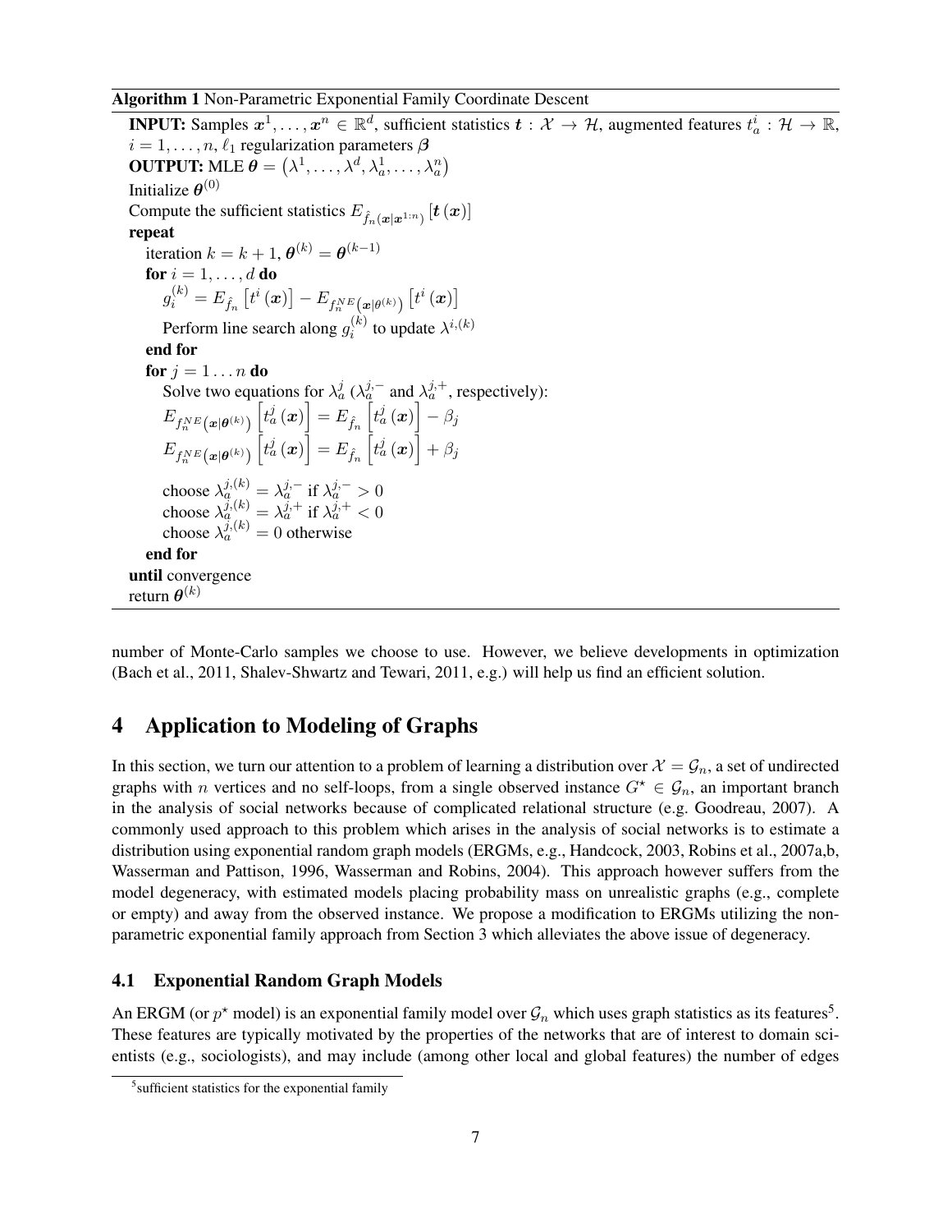**Algorithm 1** Non-Parametric Exponential Family Coordinate Descent

**INPUT:** Samples $\boldsymbol{x}^1, \ldots, \boldsymbol{x}^n \in \mathbb{R}^d$, sufficient statistics $\boldsymbol{t} : \mathcal{X} \to \mathcal{H}$, augmented features $t_a^i : \mathcal{H} \to \mathbb{R}$, $i = 1, \ldots, n$, $\ell_1$ regularization parameters $\boldsymbol{\beta}$
**OUTPUT:** MLE $\boldsymbol{\theta} = \left(\lambda^1, \ldots, \lambda^d, \lambda_a^1, \ldots, \lambda_a^n\right)$
Initialize $\boldsymbol{\theta}^{(0)}$
Compute the sufficient statistics $E_{\hat{f}_n(\boldsymbol{x}|\boldsymbol{x}^{1:n})}\left[\boldsymbol{t}\left(\boldsymbol{x}\right)\right]$
**repeat**
  iteration $k = k + 1$, $\boldsymbol{\theta}^{(k)} = \boldsymbol{\theta}^{(k-1)}$
  **for** $i = 1, \ldots, d$ **do**
    $g_i^{(k)} = E_{\hat{f}_n}\left[t^i\left(\boldsymbol{x}\right)\right] - E_{f_n^{NE}\left(\boldsymbol{x}|\theta^{(k)}\right)}\left[t^i\left(\boldsymbol{x}\right)\right]$
    Perform line search along $g_i^{(k)}$ to update $\lambda^{i,(k)}$
  **end for**
  **for** $j = 1 \ldots n$ **do**
    Solve two equations for $\lambda_a^j$ ($\lambda_a^{j,-}$ and $\lambda_a^{j,+}$, respectively):
    $E_{f_n^{NE}\left(\boldsymbol{x}|\boldsymbol{\theta}^{(k)}\right)}\left[t_a^j\left(\boldsymbol{x}\right)\right] = E_{\hat{f}_n}\left[t_a^j\left(\boldsymbol{x}\right)\right] - \beta_j$
    $E_{f_n^{NE}\left(\boldsymbol{x}|\boldsymbol{\theta}^{(k)}\right)}\left[t_a^j\left(\boldsymbol{x}\right)\right] = E_{\hat{f}_n}\left[t_a^j\left(\boldsymbol{x}\right)\right] + \beta_j$
    choose $\lambda_a^{j,(k)} = \lambda_a^{j,-}$ if $\lambda_a^{j,-} > 0$
    choose $\lambda_a^{j,(k)} = \lambda_a^{j,+}$ if $\lambda_a^{j,+} < 0$
    choose $\lambda_a^{j,(k)} = 0$ otherwise
  **end for**
**until** convergence
return $\boldsymbol{\theta}^{(k)}$

number of Monte-Carlo samples we choose to use. However, we believe developments in optimization (Bach et al., 2011, Shalev-Shwartz and Tewari, 2011, e.g.) will help us find an efficient solution.

# 4 Application to Modeling of Graphs

In this section, we turn our attention to a problem of learning a distribution over $\mathcal{X} = \mathcal{G}_n$, a set of undirected graphs with $n$ vertices and no self-loops, from a single observed instance $G^\star \in \mathcal{G}_n$, an important branch in the analysis of social networks because of complicated relational structure (e.g. Goodreau, 2007). A commonly used approach to this problem which arises in the analysis of social networks is to estimate a distribution using exponential random graph models (ERGMs, e.g., Handcock, 2003, Robins et al., 2007a,b, Wasserman and Pattison, 1996, Wasserman and Robins, 2004). This approach however suffers from the model degeneracy, with estimated models placing probability mass on unrealistic graphs (e.g., complete or empty) and away from the observed instance. We propose a modification to ERGMs utilizing the non-parametric exponential family approach from Section 3 which alleviates the above issue of degeneracy.

## 4.1 Exponential Random Graph Models

An ERGM (or $p^\star$ model) is an exponential family model over $\mathcal{G}_n$ which uses graph statistics as its features[5]. These features are typically motivated by the properties of the networks that are of interest to domain scientists (e.g., sociologists), and may include (among other local and global features) the number of edges

[5] sufficient statistics for the exponential family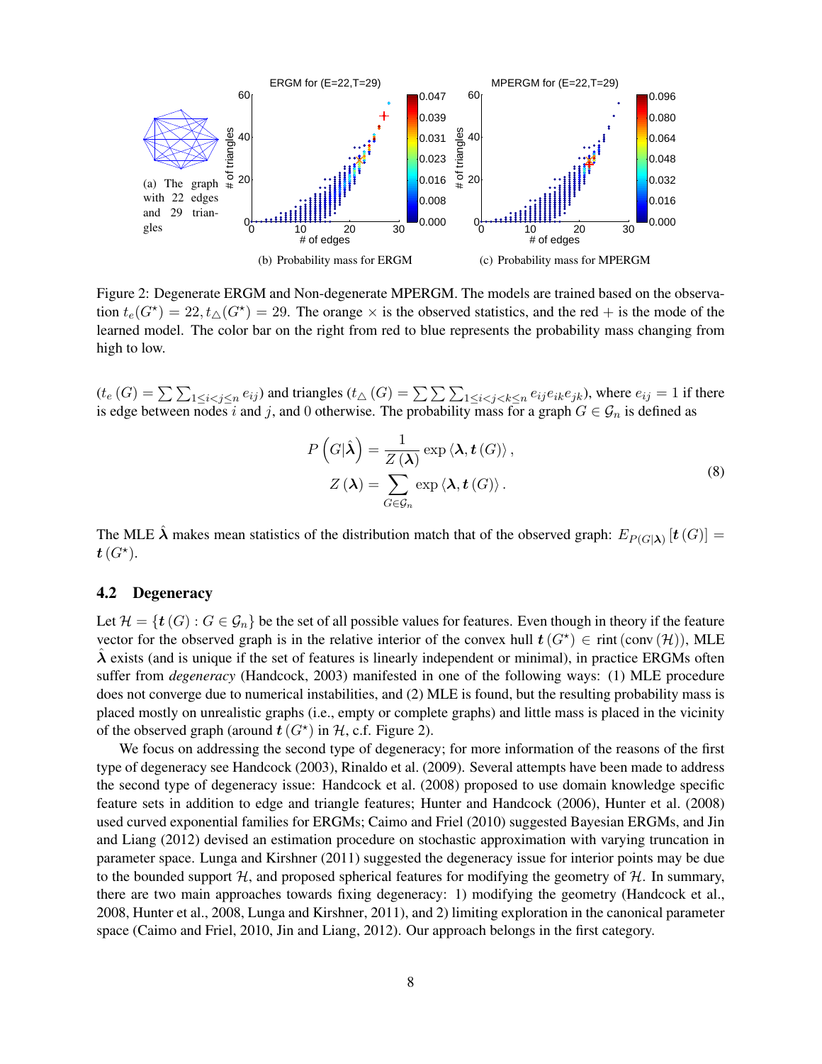(a) The graph with 22 edges and 29 triangles

(b) Probability mass for ERGM

(c) Probability mass for MPERGM

Figure 2: Degenerate ERGM and Non-degenerate MPERGM. The models are trained based on the observation $t_e(G^\star) = 22, t_\triangle(G^\star) = 29$. The orange $\times$ is the observed statistics, and the red $+$ is the mode of the learned model. The color bar on the right from red to blue represents the probability mass changing from high to low.

($t_e(G) = \sum\sum_{1 \le i < j \le n} e_{ij}$) and triangles ($t_\triangle(G) = \sum\sum\sum_{1 \le i < j < k \le n} e_{ij}e_{ik}e_{jk}$), where $e_{ij} = 1$ if there is edge between nodes $i$ and $j$, and 0 otherwise. The probability mass for a graph $G \in \mathcal{G}_n$ is defined as

$$P\left(G|\hat{\boldsymbol{\lambda}}\right) = \frac{1}{Z(\boldsymbol{\lambda})} \exp\left\langle \boldsymbol{\lambda}, \boldsymbol{t}(G) \right\rangle, \\ Z(\boldsymbol{\lambda}) = \sum_{G \in \mathcal{G}_n} \exp\left\langle \boldsymbol{\lambda}, \boldsymbol{t}(G) \right\rangle. \tag{8}$$

The MLE $\hat{\boldsymbol{\lambda}}$ makes mean statistics of the distribution match that of the observed graph: $E_{P(G|\boldsymbol{\lambda})}[\boldsymbol{t}(G)] = \boldsymbol{t}(G^\star)$.

## 4.2 Degeneracy

Let $\mathcal{H} = \{\boldsymbol{t}(G) : G \in \mathcal{G}_n\}$ be the set of all possible values for features. Even though in theory if the feature vector for the observed graph is in the relative interior of the convex hull $\boldsymbol{t}(G^\star) \in \text{rint}(\text{conv}(\mathcal{H}))$, MLE $\hat{\boldsymbol{\lambda}}$ exists (and is unique if the set of features is linearly independent or minimal), in practice ERGMs often suffer from *degeneracy* (Handcock, 2003) manifested in one of the following ways: (1) MLE procedure does not converge due to numerical instabilities, and (2) MLE is found, but the resulting probability mass is placed mostly on unrealistic graphs (i.e., empty or complete graphs) and little mass is placed in the vicinity of the observed graph (around $\boldsymbol{t}(G^\star)$ in $\mathcal{H}$, c.f. Figure 2).

We focus on addressing the second type of degeneracy; for more information of the reasons of the first type of degeneracy see Handcock (2003), Rinaldo et al. (2009). Several attempts have been made to address the second type of degeneracy issue: Handcock et al. (2008) proposed to use domain knowledge specific feature sets in addition to edge and triangle features; Hunter and Handcock (2006), Hunter et al. (2008) used curved exponential families for ERGMs; Caimo and Friel (2010) suggested Bayesian ERGMs, and Jin and Liang (2012) devised an estimation procedure on stochastic approximation with varying truncation in parameter space. Lunga and Kirshner (2011) suggested the degeneracy issue for interior points may be due to the bounded support $\mathcal{H}$, and proposed spherical features for modifying the geometry of $\mathcal{H}$. In summary, there are two main approaches towards fixing degeneracy: 1) modifying the geometry (Handcock et al., 2008, Hunter et al., 2008, Lunga and Kirshner, 2011), and 2) limiting exploration in the canonical parameter space (Caimo and Friel, 2010, Jin and Liang, 2012). Our approach belongs in the first category.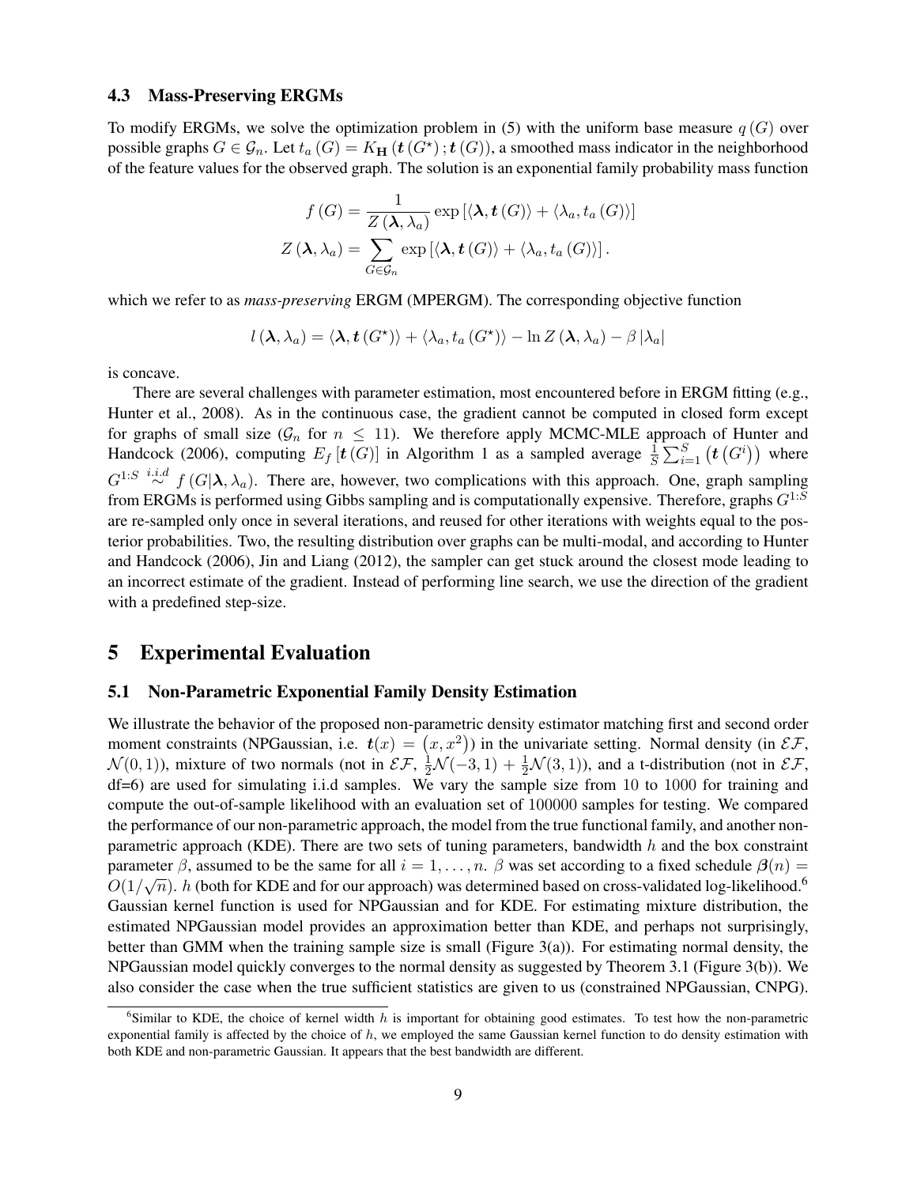### 4.3 Mass-Preserving ERGMs

To modify ERGMs, we solve the optimization problem in (5) with the uniform base measure $q(G)$ over possible graphs $G \in \mathcal{G}_n$. Let $t_a(G) = K_{\mathbf{H}}(\boldsymbol{t}(G^\star); \boldsymbol{t}(G))$, a smoothed mass indicator in the neighborhood of the feature values for the observed graph. The solution is an exponential family probability mass function

$$f(G) = \frac{1}{Z(\boldsymbol{\lambda}, \lambda_a)} \exp\left[\langle \boldsymbol{\lambda}, \boldsymbol{t}(G) \rangle + \langle \lambda_a, t_a(G) \rangle\right]$$
$$Z(\boldsymbol{\lambda}, \lambda_a) = \sum_{G \in \mathcal{G}_n} \exp\left[\langle \boldsymbol{\lambda}, \boldsymbol{t}(G) \rangle + \langle \lambda_a, t_a(G) \rangle\right].$$

which we refer to as *mass-preserving* ERGM (MPERGM). The corresponding objective function

$$l(\boldsymbol{\lambda}, \lambda_a) = \langle \boldsymbol{\lambda}, \boldsymbol{t}(G^\star) \rangle + \langle \lambda_a, t_a(G^\star) \rangle - \ln Z(\boldsymbol{\lambda}, \lambda_a) - \beta |\lambda_a|$$

is concave.

There are several challenges with parameter estimation, most encountered before in ERGM fitting (e.g., Hunter et al., 2008). As in the continuous case, the gradient cannot be computed in closed form except for graphs of small size ($\mathcal{G}_n$ for $n \leq 11$). We therefore apply MCMC-MLE approach of Hunter and Handcock (2006), computing $E_f[\boldsymbol{t}(G)]$ in Algorithm 1 as a sampled average $\frac{1}{S}\sum_{i=1}^{S}\left(\boldsymbol{t}(G^i)\right)$ where $G^{1:S} \overset{i.i.d}{\sim} f(G|\boldsymbol{\lambda}, \lambda_a)$. There are, however, two complications with this approach. One, graph sampling from ERGMs is performed using Gibbs sampling and is computationally expensive. Therefore, graphs $G^{1:S}$ are re-sampled only once in several iterations, and reused for other iterations with weights equal to the posterior probabilities. Two, the resulting distribution over graphs can be multi-modal, and according to Hunter and Handcock (2006), Jin and Liang (2012), the sampler can get stuck around the closest mode leading to an incorrect estimate of the gradient. Instead of performing line search, we use the direction of the gradient with a predefined step-size.

## 5 Experimental Evaluation

### 5.1 Non-Parametric Exponential Family Density Estimation

We illustrate the behavior of the proposed non-parametric density estimator matching first and second order moment constraints (NPGaussian, i.e. $\boldsymbol{t}(x) = (x, x^2)$) in the univariate setting. Normal density (in $\mathcal{EF}$, $\mathcal{N}(0,1)$), mixture of two normals (not in $\mathcal{EF}$, $\frac{1}{2}\mathcal{N}(-3,1) + \frac{1}{2}\mathcal{N}(3,1)$), and a t-distribution (not in $\mathcal{EF}$, df=6) are used for simulating i.i.d samples. We vary the sample size from 10 to 1000 for training and compute the out-of-sample likelihood with an evaluation set of 100000 samples for testing. We compared the performance of our non-parametric approach, the model from the true functional family, and another non-parametric approach (KDE). There are two sets of tuning parameters, bandwidth $h$ and the box constraint parameter $\beta$, assumed to be the same for all $i = 1, \ldots, n$. $\beta$ was set according to a fixed schedule $\boldsymbol{\beta}(n) = O(1/\sqrt{n})$. $h$ (both for KDE and for our approach) was determined based on cross-validated log-likelihood.[6] Gaussian kernel function is used for NPGaussian and for KDE. For estimating mixture distribution, the estimated NPGaussian model provides an approximation better than KDE, and perhaps not surprisingly, better than GMM when the training sample size is small (Figure 3(a)). For estimating normal density, the NPGaussian model quickly converges to the normal density as suggested by Theorem 3.1 (Figure 3(b)). We also consider the case when the true sufficient statistics are given to us (constrained NPGaussian, CNPG).

[6] Similar to KDE, the choice of kernel width $h$ is important for obtaining good estimates. To test how the non-parametric exponential family is affected by the choice of $h$, we employed the same Gaussian kernel function to do density estimation with both KDE and non-parametric Gaussian. It appears that the best bandwidth are different.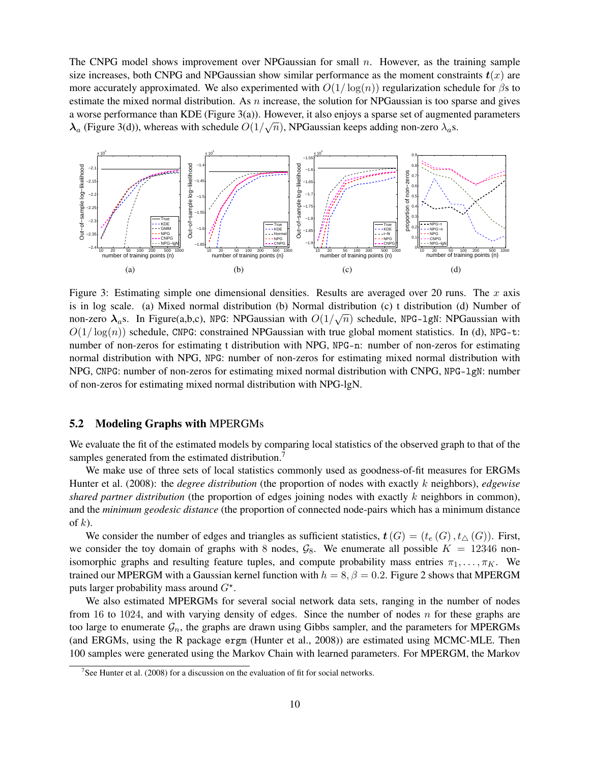The CNPG model shows improvement over NPGaussian for small $n$. However, as the training sample size increases, both CNPG and NPGaussian show similar performance as the moment constraints $\boldsymbol{t}(x)$ are more accurately approximated. We also experimented with $O(1/\log(n))$ regularization schedule for $\beta$s to estimate the mixed normal distribution. As $n$ increase, the solution for NPGaussian is too sparse and gives a worse performance than KDE (Figure 3(a)). However, it also enjoys a sparse set of augmented parameters $\boldsymbol{\lambda}_a$ (Figure 3(d)), whereas with schedule $O(1/\sqrt{n})$, NPGaussian keeps adding non-zero $\lambda_a$s.

Figure 3: Estimating simple one dimensional densities. Results are averaged over 20 runs. The $x$ axis is in log scale. (a) Mixed normal distribution (b) Normal distribution (c) t distribution (d) Number of non-zero $\boldsymbol{\lambda}_a$s. In Figure(a,b,c), NPG: NPGaussian with $O(1/\sqrt{n})$ schedule, NPG-lgN: NPGaussian with $O(1/\log(n))$ schedule, CNPG: constrained NPGaussian with true global moment statistics. In (d), NPG-t: number of non-zeros for estimating t distribution with NPG, NPG-n: number of non-zeros for estimating normal distribution with NPG, NPG: number of non-zeros for estimating mixed normal distribution with NPG, CNPG: number of non-zeros for estimating mixed normal distribution with CNPG, NPG-lgN: number of non-zeros for estimating mixed normal distribution with NPG-lgN.

## 5.2 Modeling Graphs with MPERGMs

We evaluate the fit of the estimated models by comparing local statistics of the observed graph to that of the samples generated from the estimated distribution.[7]

We make use of three sets of local statistics commonly used as goodness-of-fit measures for ERGMs Hunter et al. (2008): the *degree distribution* (the proportion of nodes with exactly $k$ neighbors), *edgewise shared partner distribution* (the proportion of edges joining nodes with exactly $k$ neighbors in common), and the *minimum geodesic distance* (the proportion of connected node-pairs which has a minimum distance of $k$).

We consider the number of edges and triangles as sufficient statistics, $\boldsymbol{t}(G) = (t_e(G), t_\triangle(G))$. First, we consider the toy domain of graphs with 8 nodes, $\mathcal{G}_8$. We enumerate all possible $K = 12346$ non-isomorphic graphs and resulting feature tuples, and compute probability mass entries $\pi_1, \ldots, \pi_K$. We trained our MPERGM with a Gaussian kernel function with $h = 8, \beta = 0.2$. Figure 2 shows that MPERGM puts larger probability mass around $G^\star$.

We also estimated MPERGMs for several social network data sets, ranging in the number of nodes from 16 to 1024, and with varying density of edges. Since the number of nodes $n$ for these graphs are too large to enumerate $\mathcal{G}_n$, the graphs are drawn using Gibbs sampler, and the parameters for MPERGMs (and ERGMs, using the R package ergm (Hunter et al., 2008)) are estimated using MCMC-MLE. Then 100 samples were generated using the Markov Chain with learned parameters. For MPERGM, the Markov

[7] See Hunter et al. (2008) for a discussion on the evaluation of fit for social networks.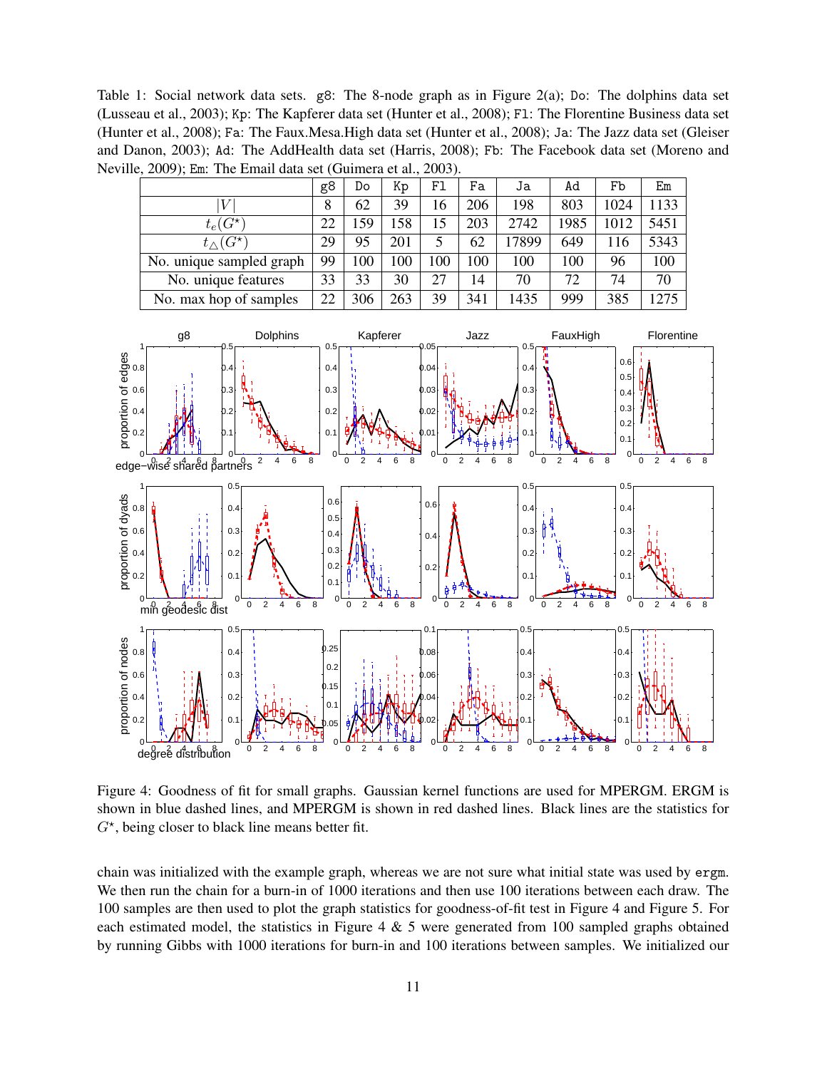Table 1: Social network data sets. `g8`: The 8-node graph as in Figure 2(a); `Do`: The dolphins data set (Lusseau et al., 2003); `Kp`: The Kapferer data set (Hunter et al., 2008); `Fl`: The Florentine Business data set (Hunter et al., 2008); `Fa`: The Faux.Mesa.High data set (Hunter et al., 2008); `Ja`: The Jazz data set (Gleiser and Danon, 2003); `Ad`: The AddHealth data set (Harris, 2008); `Fb`: The Facebook data set (Moreno and Neville, 2009); `Em`: The Email data set (Guimera et al., 2003).

| | g8 | Do | Kp | Fl | Fa | Ja | Ad | Fb | Em |
|---|---|---|---|---|---|---|---|---|---|
| $\|V\|$ | 8 | 62 | 39 | 16 | 206 | 198 | 803 | 1024 | 1133 |
| $t_e(G^\star)$ | 22 | 159 | 158 | 15 | 203 | 2742 | 1985 | 1012 | 5451 |
| $t_\triangle(G^\star)$ | 29 | 95 | 201 | 5 | 62 | 17899 | 649 | 116 | 5343 |
| No. unique sampled graph | 99 | 100 | 100 | 100 | 100 | 100 | 100 | 96 | 100 |
| No. unique features | 33 | 33 | 30 | 27 | 14 | 70 | 72 | 74 | 70 |
| No. max hop of samples | 22 | 306 | 263 | 39 | 341 | 1435 | 999 | 385 | 1275 |

Figure 4: Goodness of fit for small graphs. Gaussian kernel functions are used for MPERGM. ERGM is shown in blue dashed lines, and MPERGM is shown in red dashed lines. Black lines are the statistics for $G^\star$, being closer to black line means better fit.

chain was initialized with the example graph, whereas we are not sure what initial state was used by `ergm`. We then run the chain for a burn-in of 1000 iterations and then use 100 iterations between each draw. The 100 samples are then used to plot the graph statistics for goodness-of-fit test in Figure 4 and Figure 5. For each estimated model, the statistics in Figure 4 & 5 were generated from 100 sampled graphs obtained by running Gibbs with 1000 iterations for burn-in and 100 iterations between samples. We initialized our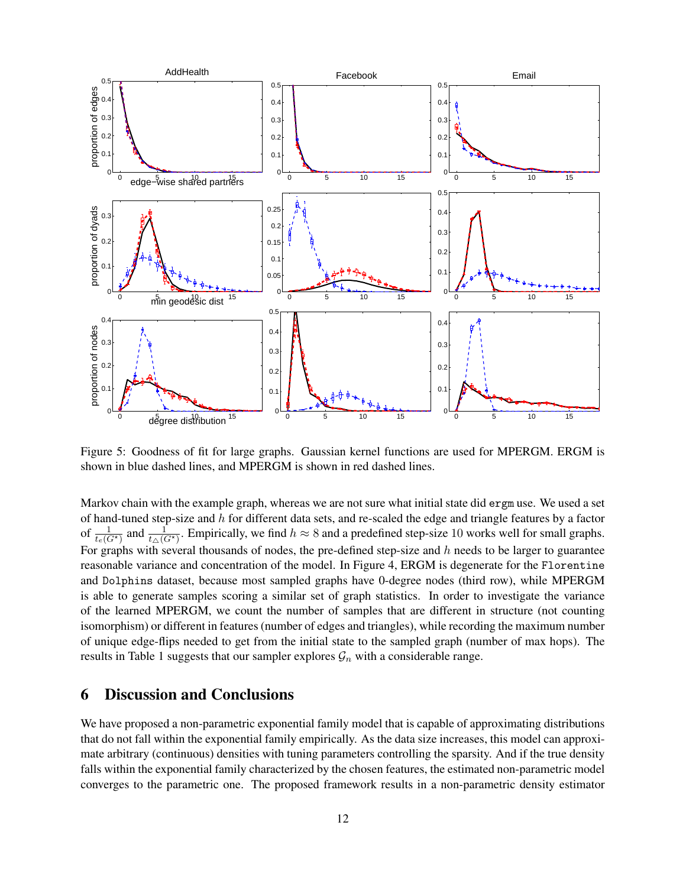Figure 5: Goodness of fit for large graphs. Gaussian kernel functions are used for MPERGM. ERGM is shown in blue dashed lines, and MPERGM is shown in red dashed lines.

Markov chain with the example graph, whereas we are not sure what initial state did `ergm` use. We used a set of hand-tuned step-size and $h$ for different data sets, and re-scaled the edge and triangle features by a factor of $\frac{1}{t_e(G^\star)}$ and $\frac{1}{t_\triangle(G^\star)}$. Empirically, we find $h \approx 8$ and a predefined step-size 10 works well for small graphs. For graphs with several thousands of nodes, the pre-defined step-size and $h$ needs to be larger to guarantee reasonable variance and concentration of the model. In Figure 4, ERGM is degenerate for the `Florentine` and `Dolphins` dataset, because most sampled graphs have 0-degree nodes (third row), while MPERGM is able to generate samples scoring a similar set of graph statistics. In order to investigate the variance of the learned MPERGM, we count the number of samples that are different in structure (not counting isomorphism) or different in features (number of edges and triangles), while recording the maximum number of unique edge-flips needed to get from the initial state to the sampled graph (number of max hops). The results in Table 1 suggests that our sampler explores $\mathcal{G}_n$ with a considerable range.

## 6 Discussion and Conclusions

We have proposed a non-parametric exponential family model that is capable of approximating distributions that do not fall within the exponential family empirically. As the data size increases, this model can approximate arbitrary (continuous) densities with tuning parameters controlling the sparsity. And if the true density falls within the exponential family characterized by the chosen features, the estimated non-parametric model converges to the parametric one. The proposed framework results in a non-parametric density estimator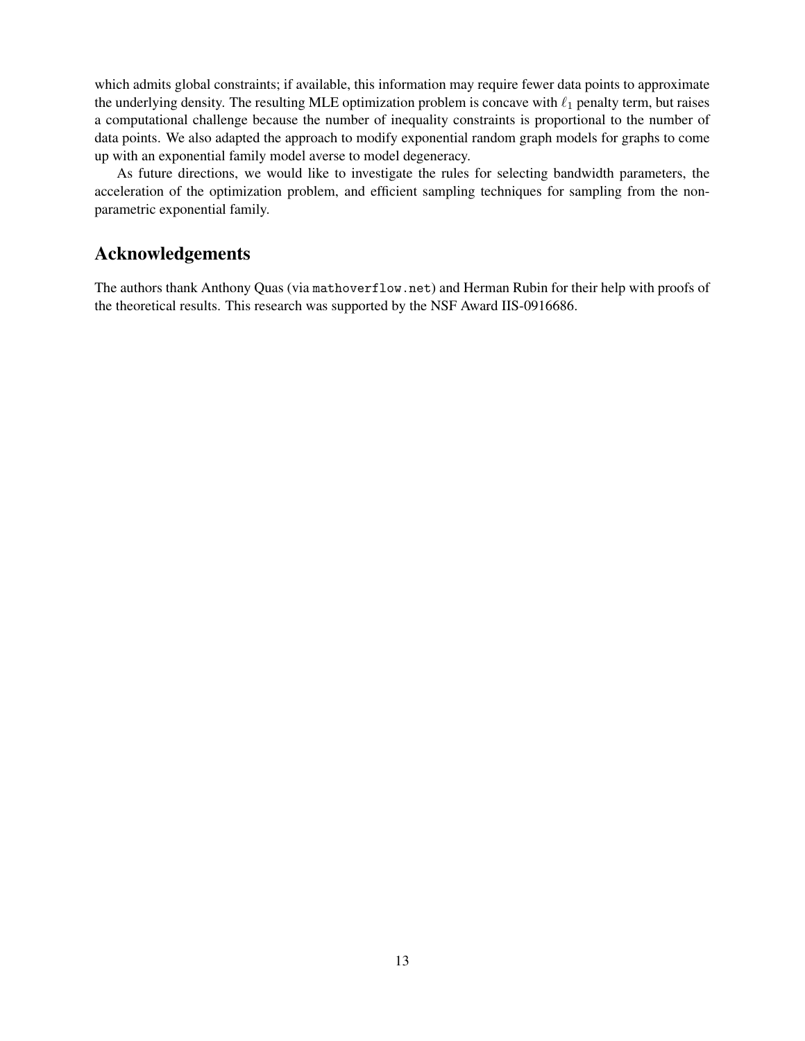which admits global constraints; if available, this information may require fewer data points to approximate the underlying density. The resulting MLE optimization problem is concave with $\ell_1$ penalty term, but raises a computational challenge because the number of inequality constraints is proportional to the number of data points. We also adapted the approach to modify exponential random graph models for graphs to come up with an exponential family model averse to model degeneracy.

As future directions, we would like to investigate the rules for selecting bandwidth parameters, the acceleration of the optimization problem, and efficient sampling techniques for sampling from the non-parametric exponential family.

## Acknowledgements

The authors thank Anthony Quas (via `mathoverflow.net`) and Herman Rubin for their help with proofs of the theoretical results. This research was supported by the NSF Award IIS-0916686.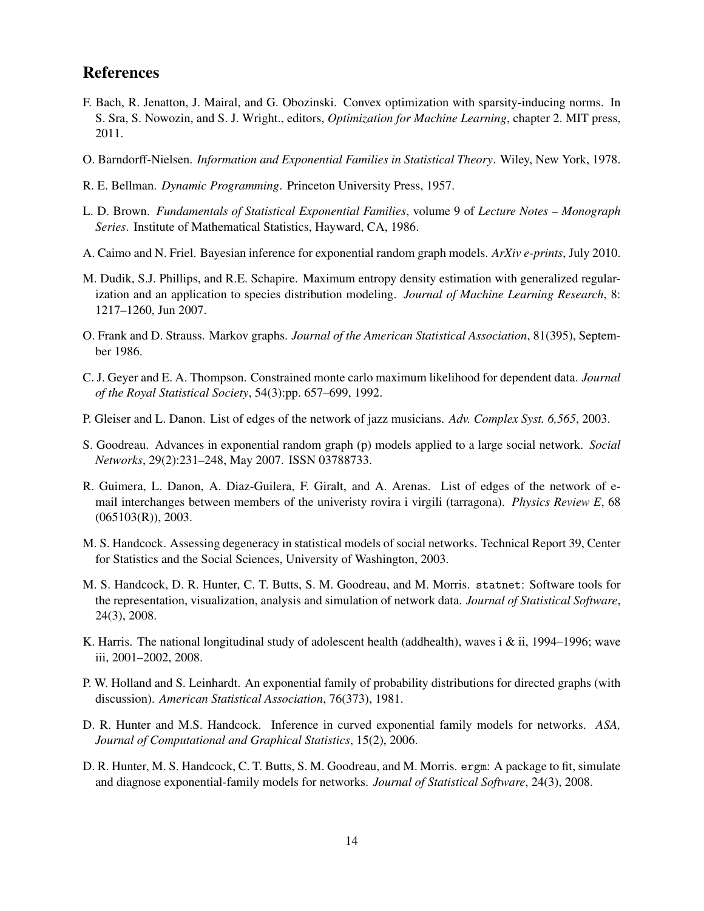## References

F. Bach, R. Jenatton, J. Mairal, and G. Obozinski. Convex optimization with sparsity-inducing norms. In S. Sra, S. Nowozin, and S. J. Wright., editors, *Optimization for Machine Learning*, chapter 2. MIT press, 2011.

O. Barndorff-Nielsen. *Information and Exponential Families in Statistical Theory*. Wiley, New York, 1978.

R. E. Bellman. *Dynamic Programming*. Princeton University Press, 1957.

L. D. Brown. *Fundamentals of Statistical Exponential Families*, volume 9 of *Lecture Notes – Monograph Series*. Institute of Mathematical Statistics, Hayward, CA, 1986.

A. Caimo and N. Friel. Bayesian inference for exponential random graph models. *ArXiv e-prints*, July 2010.

M. Dudik, S.J. Phillips, and R.E. Schapire. Maximum entropy density estimation with generalized regularization and an application to species distribution modeling. *Journal of Machine Learning Research*, 8: 1217–1260, Jun 2007.

O. Frank and D. Strauss. Markov graphs. *Journal of the American Statistical Association*, 81(395), September 1986.

C. J. Geyer and E. A. Thompson. Constrained monte carlo maximum likelihood for dependent data. *Journal of the Royal Statistical Society*, 54(3):pp. 657–699, 1992.

P. Gleiser and L. Danon. List of edges of the network of jazz musicians. *Adv. Complex Syst. 6,565*, 2003.

S. Goodreau. Advances in exponential random graph (p) models applied to a large social network. *Social Networks*, 29(2):231–248, May 2007. ISSN 03788733.

R. Guimera, L. Danon, A. Diaz-Guilera, F. Giralt, and A. Arenas. List of edges of the network of e-mail interchanges between members of the univeristy rovira i virgili (tarragona). *Physics Review E*, 68 (065103(R)), 2003.

M. S. Handcock. Assessing degeneracy in statistical models of social networks. Technical Report 39, Center for Statistics and the Social Sciences, University of Washington, 2003.

M. S. Handcock, D. R. Hunter, C. T. Butts, S. M. Goodreau, and M. Morris. `statnet`: Software tools for the representation, visualization, analysis and simulation of network data. *Journal of Statistical Software*, 24(3), 2008.

K. Harris. The national longitudinal study of adolescent health (addhealth), waves i & ii, 1994–1996; wave iii, 2001–2002, 2008.

P. W. Holland and S. Leinhardt. An exponential family of probability distributions for directed graphs (with discussion). *American Statistical Association*, 76(373), 1981.

D. R. Hunter and M.S. Handcock. Inference in curved exponential family models for networks. *ASA, Journal of Computational and Graphical Statistics*, 15(2), 2006.

D. R. Hunter, M. S. Handcock, C. T. Butts, S. M. Goodreau, and M. Morris. `ergm`: A package to fit, simulate and diagnose exponential-family models for networks. *Journal of Statistical Software*, 24(3), 2008.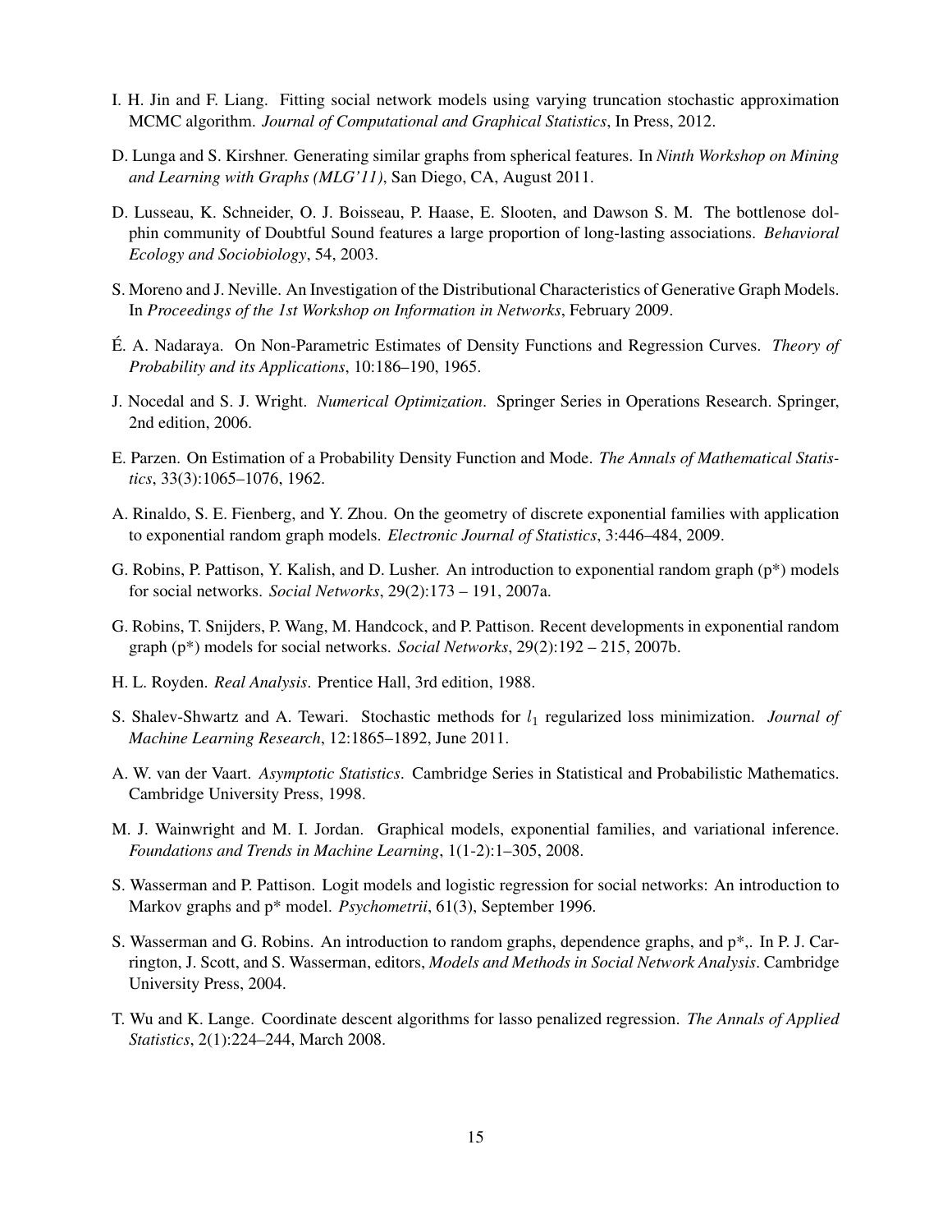I. H. Jin and F. Liang. Fitting social network models using varying truncation stochastic approximation MCMC algorithm. *Journal of Computational and Graphical Statistics*, In Press, 2012.

D. Lunga and S. Kirshner. Generating similar graphs from spherical features. In *Ninth Workshop on Mining and Learning with Graphs (MLG'11)*, San Diego, CA, August 2011.

D. Lusseau, K. Schneider, O. J. Boisseau, P. Haase, E. Slooten, and Dawson S. M. The bottlenose dolphin community of Doubtful Sound features a large proportion of long-lasting associations. *Behavioral Ecology and Sociobiology*, 54, 2003.

S. Moreno and J. Neville. An Investigation of the Distributional Characteristics of Generative Graph Models. In *Proceedings of the 1st Workshop on Information in Networks*, February 2009.

É. A. Nadaraya. On Non-Parametric Estimates of Density Functions and Regression Curves. *Theory of Probability and its Applications*, 10:186–190, 1965.

J. Nocedal and S. J. Wright. *Numerical Optimization*. Springer Series in Operations Research. Springer, 2nd edition, 2006.

E. Parzen. On Estimation of a Probability Density Function and Mode. *The Annals of Mathematical Statistics*, 33(3):1065–1076, 1962.

A. Rinaldo, S. E. Fienberg, and Y. Zhou. On the geometry of discrete exponential families with application to exponential random graph models. *Electronic Journal of Statistics*, 3:446–484, 2009.

G. Robins, P. Pattison, Y. Kalish, and D. Lusher. An introduction to exponential random graph (p*) models for social networks. *Social Networks*, 29(2):173 – 191, 2007a.

G. Robins, T. Snijders, P. Wang, M. Handcock, and P. Pattison. Recent developments in exponential random graph (p*) models for social networks. *Social Networks*, 29(2):192 – 215, 2007b.

H. L. Royden. *Real Analysis*. Prentice Hall, 3rd edition, 1988.

S. Shalev-Shwartz and A. Tewari. Stochastic methods for $l_1$ regularized loss minimization. *Journal of Machine Learning Research*, 12:1865–1892, June 2011.

A. W. van der Vaart. *Asymptotic Statistics*. Cambridge Series in Statistical and Probabilistic Mathematics. Cambridge University Press, 1998.

M. J. Wainwright and M. I. Jordan. Graphical models, exponential families, and variational inference. *Foundations and Trends in Machine Learning*, 1(1-2):1–305, 2008.

S. Wasserman and P. Pattison. Logit models and logistic regression for social networks: An introduction to Markov graphs and p* model. *Psychometrii*, 61(3), September 1996.

S. Wasserman and G. Robins. An introduction to random graphs, dependence graphs, and p*,. In P. J. Carrington, J. Scott, and S. Wasserman, editors, *Models and Methods in Social Network Analysis*. Cambridge University Press, 2004.

T. Wu and K. Lange. Coordinate descent algorithms for lasso penalized regression. *The Annals of Applied Statistics*, 2(1):224–244, March 2008.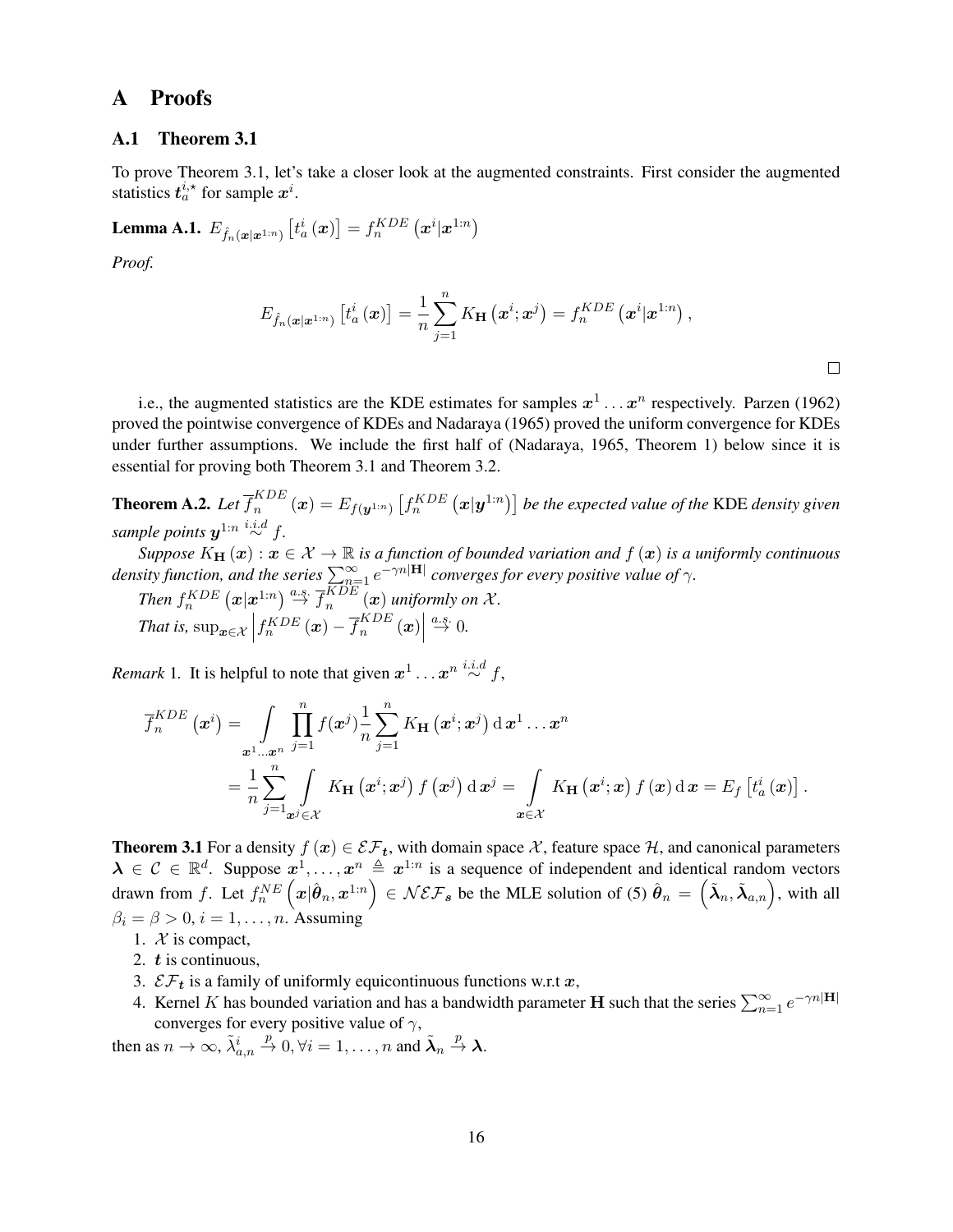## A Proofs

### A.1 Theorem 3.1

To prove Theorem 3.1, let's take a closer look at the augmented constraints. First consider the augmented statistics $\boldsymbol{t}_a^{i,\star}$ for sample $\boldsymbol{x}^i$.

**Lemma A.1.** $E_{\hat{f}_n(\boldsymbol{x}|\boldsymbol{x}^{1:n})}\left[t_a^i\left(\boldsymbol{x}\right)\right] = f_n^{KDE}\left(\boldsymbol{x}^i|\boldsymbol{x}^{1:n}\right)$

*Proof.*

$$E_{\hat{f}_n(\boldsymbol{x}|\boldsymbol{x}^{1:n})}\left[t_a^i\left(\boldsymbol{x}\right)\right] = \frac{1}{n}\sum_{j=1}^{n} K_{\mathbf{H}}\left(\boldsymbol{x}^i;\boldsymbol{x}^j\right) = f_n^{KDE}\left(\boldsymbol{x}^i|\boldsymbol{x}^{1:n}\right),$$

□

i.e., the augmented statistics are the KDE estimates for samples $\boldsymbol{x}^1 \ldots \boldsymbol{x}^n$ respectively. Parzen (1962) proved the pointwise convergence of KDEs and Nadaraya (1965) proved the uniform convergence for KDEs under further assumptions. We include the first half of (Nadaraya, 1965, Theorem 1) below since it is essential for proving both Theorem 3.1 and Theorem 3.2.

**Theorem A.2.** *Let $\overline{f}_n^{KDE}\left(\boldsymbol{x}\right) = E_{f(\boldsymbol{y}^{1:n})}\left[f_n^{KDE}\left(\boldsymbol{x}|\boldsymbol{y}^{1:n}\right)\right]$ be the expected value of the* KDE *density given sample points $\boldsymbol{y}^{1:n} \overset{i.i.d}{\sim} f$.*

*Suppose $K_{\mathbf{H}}\left(\boldsymbol{x}\right) : \boldsymbol{x} \in \mathcal{X} \to \mathbb{R}$ is a function of bounded variation and $f\left(\boldsymbol{x}\right)$ is a uniformly continuous density function, and the series $\sum_{n=1}^{\infty} e^{-\gamma n|\mathbf{H}|}$ converges for every positive value of $\gamma$.*

*Then $f_n^{KDE}\left(\boldsymbol{x}|\boldsymbol{x}^{1:n}\right) \overset{a.s.}{\to} \overline{f}_n^{KDE}\left(\boldsymbol{x}\right)$ uniformly on $\mathcal{X}$.*

*That is, $\sup_{\boldsymbol{x}\in\mathcal{X}}\left|f_n^{KDE}\left(\boldsymbol{x}\right) - \overline{f}_n^{KDE}\left(\boldsymbol{x}\right)\right| \overset{a.s.}{\to} 0$.*

*Remark* 1. It is helpful to note that given $\boldsymbol{x}^1 \ldots \boldsymbol{x}^n \overset{i.i.d}{\sim} f$,

$$\begin{aligned}
\overline{f}_n^{KDE}\left(\boldsymbol{x}^i\right) &= \int\limits_{\boldsymbol{x}^1\ldots\boldsymbol{x}^n} \prod_{j=1}^{n} f(\boldsymbol{x}^j)\frac{1}{n}\sum_{j=1}^{n} K_{\mathbf{H}}\left(\boldsymbol{x}^i;\boldsymbol{x}^j\right)\mathrm{d}\,\boldsymbol{x}^1\ldots\boldsymbol{x}^n \\
&= \frac{1}{n}\sum_{j=1}^{n}\int\limits_{\boldsymbol{x}^j\in\mathcal{X}} K_{\mathbf{H}}\left(\boldsymbol{x}^i;\boldsymbol{x}^j\right) f\left(\boldsymbol{x}^j\right)\mathrm{d}\,\boldsymbol{x}^j = \int\limits_{\boldsymbol{x}\in\mathcal{X}} K_{\mathbf{H}}\left(\boldsymbol{x}^i;\boldsymbol{x}\right) f\left(\boldsymbol{x}\right)\mathrm{d}\,\boldsymbol{x} = E_f\left[t_a^i\left(\boldsymbol{x}\right)\right].
\end{aligned}$$

**Theorem 3.1** For a density $f\left(\boldsymbol{x}\right) \in \mathcal{EF}_{\boldsymbol{t}}$, with domain space $\mathcal{X}$, feature space $\mathcal{H}$, and canonical parameters $\boldsymbol{\lambda} \in \mathcal{C} \in \mathbb{R}^d$. Suppose $\boldsymbol{x}^1, \ldots, \boldsymbol{x}^n \triangleq \boldsymbol{x}^{1:n}$ is a sequence of independent and identical random vectors drawn from $f$. Let $f_n^{NE}\left(\boldsymbol{x}|\hat{\boldsymbol{\theta}}_n, \boldsymbol{x}^{1:n}\right) \in \mathcal{NEF}_{\boldsymbol{s}}$ be the MLE solution of (5) $\hat{\boldsymbol{\theta}}_n = \left(\tilde{\boldsymbol{\lambda}}_n, \tilde{\boldsymbol{\lambda}}_{a,n}\right)$, with all $\beta_i = \beta > 0, i = 1, \ldots, n$. Assuming

1. $\mathcal{X}$ is compact,
2. $\boldsymbol{t}$ is continuous,
3. $\mathcal{EF}_{\boldsymbol{t}}$ is a family of uniformly equicontinuous functions w.r.t $\boldsymbol{x}$,
4. Kernel $K$ has bounded variation and has a bandwidth parameter $\mathbf{H}$ such that the series $\sum_{n=1}^{\infty} e^{-\gamma n|\mathbf{H}|}$ converges for every positive value of $\gamma$,

then as $n \to \infty$, $\tilde{\lambda}_{a,n}^i \overset{p}{\to} 0, \forall i = 1, \ldots, n$ and $\tilde{\boldsymbol{\lambda}}_n \overset{p}{\to} \boldsymbol{\lambda}$.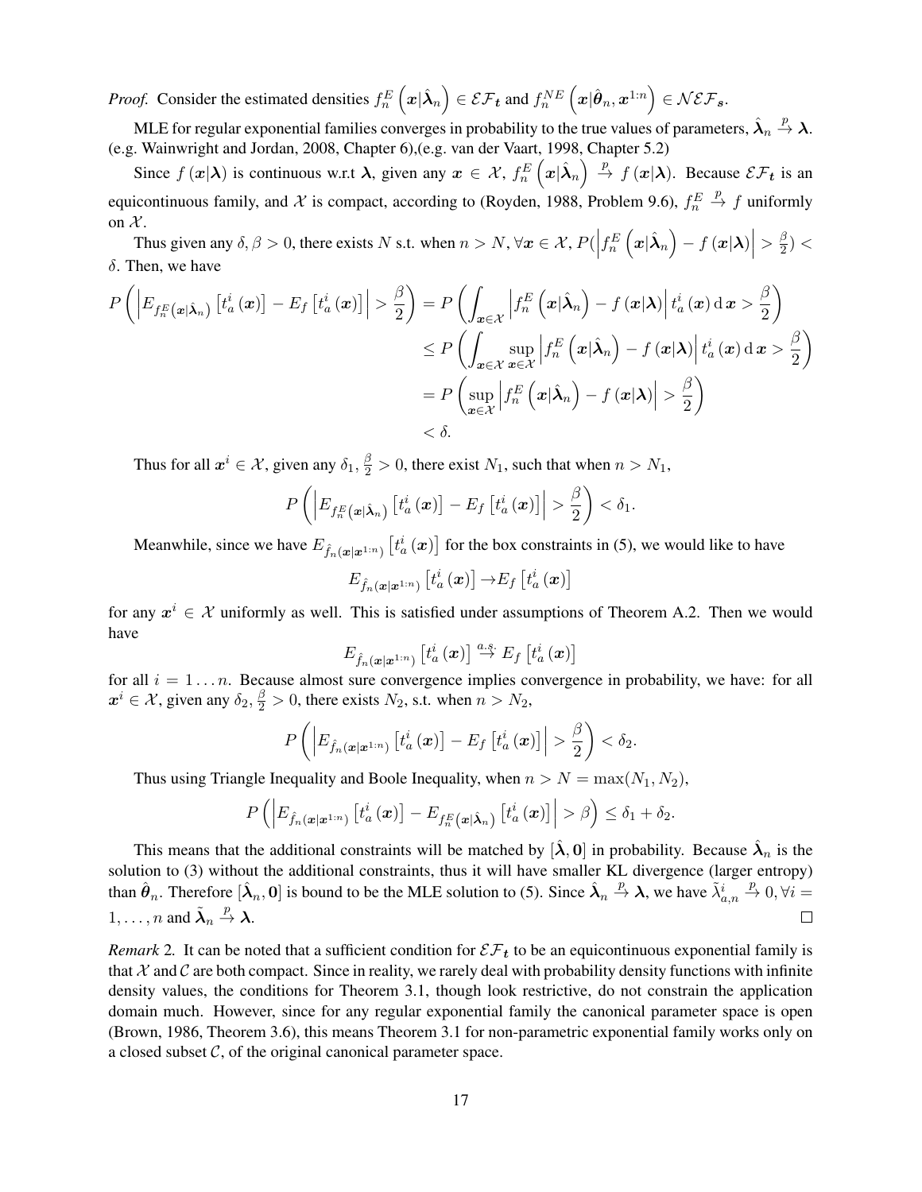*Proof.* Consider the estimated densities $f_n^E\left(\boldsymbol{x}|\hat{\boldsymbol{\lambda}}_n\right) \in \mathcal{EF}_{\boldsymbol{t}}$ and $f_n^{NE}\left(\boldsymbol{x}|\hat{\boldsymbol{\theta}}_n, \boldsymbol{x}^{1:n}\right) \in \mathcal{NEF}_{\boldsymbol{s}}$.

MLE for regular exponential families converges in probability to the true values of parameters, $\hat{\boldsymbol{\lambda}}_n \xrightarrow{p} \boldsymbol{\lambda}$. (e.g. Wainwright and Jordan, 2008, Chapter 6),(e.g. van der Vaart, 1998, Chapter 5.2)

Since $f\left(\boldsymbol{x}|\boldsymbol{\lambda}\right)$ is continuous w.r.t $\boldsymbol{\lambda}$, given any $\boldsymbol{x} \in \mathcal{X}$, $f_n^E\left(\boldsymbol{x}|\hat{\boldsymbol{\lambda}}_n\right) \xrightarrow{p} f\left(\boldsymbol{x}|\boldsymbol{\lambda}\right)$. Because $\mathcal{EF}_{\boldsymbol{t}}$ is an equicontinuous family, and $\mathcal{X}$ is compact, according to (Royden, 1988, Problem 9.6), $f_n^E \xrightarrow{p} f$ uniformly on $\mathcal{X}$.

Thus given any $\delta, \beta > 0$, there exists $N$ s.t. when $n > N$, $\forall \boldsymbol{x} \in \mathcal{X}$, $P(\left|f_n^E\left(\boldsymbol{x}|\hat{\boldsymbol{\lambda}}_n\right) - f\left(\boldsymbol{x}|\boldsymbol{\lambda}\right)\right| > \frac{\beta}{2}) < \delta$. Then, we have

$$
\begin{aligned}
P\left(\left|E_{f_n^E\left(\boldsymbol{x}|\hat{\boldsymbol{\lambda}}_n\right)}\left[t_a^i\left(\boldsymbol{x}\right)\right] - E_f\left[t_a^i\left(\boldsymbol{x}\right)\right]\right| > \frac{\beta}{2}\right) &= P\left(\int_{\boldsymbol{x}\in\mathcal{X}}\left|f_n^E\left(\boldsymbol{x}|\hat{\boldsymbol{\lambda}}_n\right) - f\left(\boldsymbol{x}|\boldsymbol{\lambda}\right)\right| t_a^i\left(\boldsymbol{x}\right)\mathrm{d}\,\boldsymbol{x} > \frac{\beta}{2}\right) \\
&\leq P\left(\int_{\boldsymbol{x}\in\mathcal{X}}\sup_{\boldsymbol{x}\in\mathcal{X}}\left|f_n^E\left(\boldsymbol{x}|\hat{\boldsymbol{\lambda}}_n\right) - f\left(\boldsymbol{x}|\boldsymbol{\lambda}\right)\right| t_a^i\left(\boldsymbol{x}\right)\mathrm{d}\,\boldsymbol{x} > \frac{\beta}{2}\right) \\
&= P\left(\sup_{\boldsymbol{x}\in\mathcal{X}}\left|f_n^E\left(\boldsymbol{x}|\hat{\boldsymbol{\lambda}}_n\right) - f\left(\boldsymbol{x}|\boldsymbol{\lambda}\right)\right| > \frac{\beta}{2}\right) \\
&< \delta.
\end{aligned}
$$

Thus for all $\boldsymbol{x}^i \in \mathcal{X}$, given any $\delta_1, \frac{\beta}{2} > 0$, there exist $N_1$, such that when $n > N_1$,

$$
P\left(\left|E_{f_n^E\left(\boldsymbol{x}|\hat{\boldsymbol{\lambda}}_n\right)}\left[t_a^i\left(\boldsymbol{x}\right)\right] - E_f\left[t_a^i\left(\boldsymbol{x}\right)\right]\right| > \frac{\beta}{2}\right) < \delta_1.
$$

Meanwhile, since we have $E_{\hat{f}_n\left(\boldsymbol{x}|\boldsymbol{x}^{1:n}\right)}\left[t_a^i\left(\boldsymbol{x}\right)\right]$ for the box constraints in (5), we would like to have

$$
E_{\hat{f}_n\left(\boldsymbol{x}|\boldsymbol{x}^{1:n}\right)}\left[t_a^i\left(\boldsymbol{x}\right)\right] \rightarrow E_f\left[t_a^i\left(\boldsymbol{x}\right)\right]
$$

for any $\boldsymbol{x}^i \in \mathcal{X}$ uniformly as well. This is satisfied under assumptions of Theorem A.2. Then we would have

$$
E_{\hat{f}_n\left(\boldsymbol{x}|\boldsymbol{x}^{1:n}\right)}\left[t_a^i\left(\boldsymbol{x}\right)\right] \xrightarrow{a.s.} E_f\left[t_a^i\left(\boldsymbol{x}\right)\right]
$$

for all $i = 1 \ldots n$. Because almost sure convergence implies convergence in probability, we have: for all $\boldsymbol{x}^i \in \mathcal{X}$, given any $\delta_2, \frac{\beta}{2} > 0$, there exists $N_2$, s.t. when $n > N_2$,

$$
P\left(\left|E_{\hat{f}_n\left(\boldsymbol{x}|\boldsymbol{x}^{1:n}\right)}\left[t_a^i\left(\boldsymbol{x}\right)\right] - E_f\left[t_a^i\left(\boldsymbol{x}\right)\right]\right| > \frac{\beta}{2}\right) < \delta_2.
$$

Thus using Triangle Inequality and Boole Inequality, when $n > N = \max(N_1, N_2)$,

$$
P\left(\left|E_{\hat{f}_n\left(\boldsymbol{x}|\boldsymbol{x}^{1:n}\right)}\left[t_a^i\left(\boldsymbol{x}\right)\right] - E_{f_n^E\left(\boldsymbol{x}|\hat{\boldsymbol{\lambda}}_n\right)}\left[t_a^i\left(\boldsymbol{x}\right)\right]\right| > \beta\right) \leq \delta_1 + \delta_2.
$$

This means that the additional constraints will be matched by $[\hat{\boldsymbol{\lambda}}, \mathbf{0}]$ in probability. Because $\hat{\boldsymbol{\lambda}}_n$ is the solution to (3) without the additional constraints, thus it will have smaller KL divergence (larger entropy) than $\hat{\boldsymbol{\theta}}_n$. Therefore $[\hat{\boldsymbol{\lambda}}_n, \mathbf{0}]$ is bound to be the MLE solution to (5). Since $\hat{\boldsymbol{\lambda}}_n \xrightarrow{p} \boldsymbol{\lambda}$, we have $\tilde{\lambda}_{a,n}^i \xrightarrow{p} 0, \forall i = 1, \ldots, n$ and $\tilde{\boldsymbol{\lambda}}_n \xrightarrow{p} \boldsymbol{\lambda}$. $\square$

*Remark* 2. It can be noted that a sufficient condition for $\mathcal{EF}_{\boldsymbol{t}}$ to be an equicontinuous exponential family is that $\mathcal{X}$ and $\mathcal{C}$ are both compact. Since in reality, we rarely deal with probability density functions with infinite density values, the conditions for Theorem 3.1, though look restrictive, do not constrain the application domain much. However, since for any regular exponential family the canonical parameter space is open (Brown, 1986, Theorem 3.6), this means Theorem 3.1 for non-parametric exponential family works only on a closed subset $\mathcal{C}$, of the original canonical parameter space.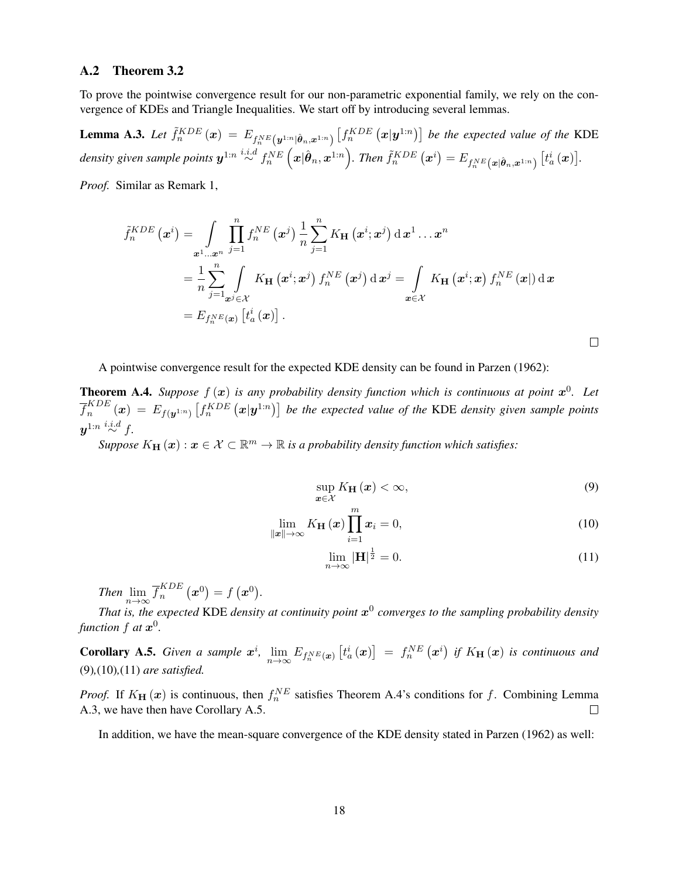## A.2 Theorem 3.2

To prove the pointwise convergence result for our non-parametric exponential family, we rely on the convergence of KDEs and Triangle Inequalities. We start off by introducing several lemmas.

**Lemma A.3.** *Let $\tilde{f}_n^{KDE}(\boldsymbol{x}) = E_{f_n^{NE}\left(\boldsymbol{y}^{1:n}|\hat{\boldsymbol{\theta}}_n, \boldsymbol{x}^{1:n}\right)}\left[f_n^{KDE}\left(\boldsymbol{x}|\boldsymbol{y}^{1:n}\right)\right]$ be the expected value of the* KDE *density given sample points $\boldsymbol{y}^{1:n} \overset{i.i.d}{\sim} f_n^{NE}\left(\boldsymbol{x}|\hat{\boldsymbol{\theta}}_n, \boldsymbol{x}^{1:n}\right)$. Then $\tilde{f}_n^{KDE}\left(\boldsymbol{x}^i\right) = E_{f_n^{NE}\left(\boldsymbol{x}|\hat{\boldsymbol{\theta}}_n, \boldsymbol{x}^{1:n}\right)}\left[t_a^i\left(\boldsymbol{x}\right)\right]$.*

*Proof.* Similar as Remark 1,

$$
\begin{aligned}
\tilde{f}_n^{KDE}\left(\boldsymbol{x}^i\right) &= \int\limits_{\boldsymbol{x}^1 \ldots \boldsymbol{x}^n} \prod_{j=1}^{n} f_n^{NE}\left(\boldsymbol{x}^j\right) \frac{1}{n}\sum_{j=1}^{n} K_{\mathbf{H}}\left(\boldsymbol{x}^i; \boldsymbol{x}^j\right) \mathrm{d}\,\boldsymbol{x}^1 \ldots \boldsymbol{x}^n \\
&= \frac{1}{n}\sum_{j=1}^{n} \int\limits_{\boldsymbol{x}^j \in \mathcal{X}} K_{\mathbf{H}}\left(\boldsymbol{x}^i; \boldsymbol{x}^j\right) f_n^{NE}\left(\boldsymbol{x}^j\right) \mathrm{d}\,\boldsymbol{x}^j = \int\limits_{\boldsymbol{x} \in \mathcal{X}} K_{\mathbf{H}}\left(\boldsymbol{x}^i; \boldsymbol{x}\right) f_n^{NE}\left(\boldsymbol{x}|\right) \mathrm{d}\,\boldsymbol{x} \\
&= E_{f_n^{NE}(\boldsymbol{x})}\left[t_a^i\left(\boldsymbol{x}\right)\right].
\end{aligned}
$$

$\square$

A pointwise convergence result for the expected KDE density can be found in Parzen (1962):

**Theorem A.4.** *Suppose $f(\boldsymbol{x})$ is any probability density function which is continuous at point $\boldsymbol{x}^0$. Let $\overline{f}_n^{KDE}(\boldsymbol{x}) = E_{f(\boldsymbol{y}^{1:n})}\left[f_n^{KDE}\left(\boldsymbol{x}|\boldsymbol{y}^{1:n}\right)\right]$ be the expected value of the* KDE *density given sample points $\boldsymbol{y}^{1:n} \overset{i.i.d}{\sim} f$.*

*Suppose $K_{\mathbf{H}}(\boldsymbol{x}) : \boldsymbol{x} \in \mathcal{X} \subset \mathbb{R}^m \to \mathbb{R}$ is a probability density function which satisfies:*

$$
\sup_{\boldsymbol{x} \in \mathcal{X}} K_{\mathbf{H}}(\boldsymbol{x}) < \infty, \tag{9}
$$

$$
\lim_{\|\boldsymbol{x}\| \to \infty} K_{\mathbf{H}}(\boldsymbol{x}) \prod_{i=1}^{m} \boldsymbol{x}_i = 0, \tag{10}
$$

$$
\lim_{n \to \infty} |\mathbf{H}|^{\frac{1}{2}} = 0. \tag{11}
$$

*Then $\lim_{n\to\infty} \overline{f}_n^{KDE}\left(\boldsymbol{x}^0\right) = f\left(\boldsymbol{x}^0\right)$.*

*That is, the expected* KDE *density at continuity point $\boldsymbol{x}^0$ converges to the sampling probability density function $f$ at $\boldsymbol{x}^0$.*

**Corollary A.5.** *Given a sample $\boldsymbol{x}^i$, $\lim_{n\to\infty} E_{f_n^{NE}(\boldsymbol{x})}\left[t_a^i\left(\boldsymbol{x}\right)\right] = f_n^{NE}\left(\boldsymbol{x}^i\right)$ if $K_{\mathbf{H}}(\boldsymbol{x})$ is continuous and* (9),(10),(11) *are satisfied.*

*Proof.* If $K_{\mathbf{H}}(\boldsymbol{x})$ is continuous, then $f_n^{NE}$ satisfies Theorem A.4's conditions for $f$. Combining Lemma A.3, we have then have Corollary A.5. $\square$

In addition, we have the mean-square convergence of the KDE density stated in Parzen (1962) as well: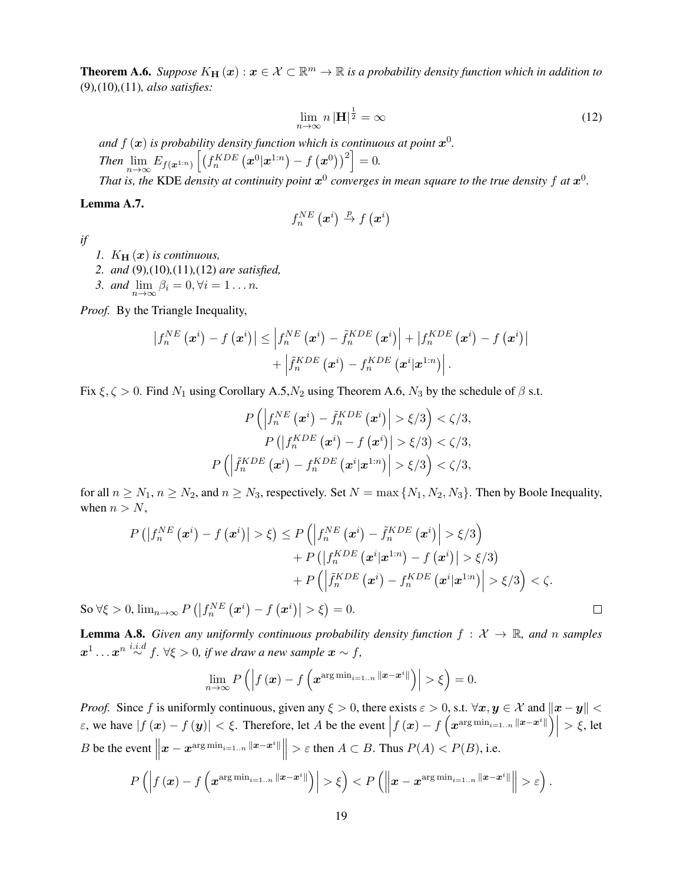**Theorem A.6.** *Suppose $K_{\mathbf{H}}(\boldsymbol{x}) : \boldsymbol{x} \in \mathcal{X} \subset \mathbb{R}^m \to \mathbb{R}$ is a probability density function which in addition to* (9),(10),(11)*, also satisfies:*

$$\lim_{n\to\infty} n\,|\mathbf{H}|^{\frac{1}{2}} = \infty \tag{12}$$

*and $f(\boldsymbol{x})$ is probability density function which is continuous at point $\boldsymbol{x}^0$.*
*Then $\lim_{n\to\infty} E_{f(\boldsymbol{x}^{1:n})}\left[\left(f_n^{KDE}\left(\boldsymbol{x}^0|\boldsymbol{x}^{1:n}\right) - f\left(\boldsymbol{x}^0\right)\right)^2\right] = 0.$*
*That is, the* KDE *density at continuity point $\boldsymbol{x}^0$ converges in mean square to the true density $f$ at $\boldsymbol{x}^0$.*

**Lemma A.7.**

$$f_n^{NE}\left(\boldsymbol{x}^i\right) \xrightarrow{p} f\left(\boldsymbol{x}^i\right)$$

*if*

1. *$K_{\mathbf{H}}(\boldsymbol{x})$ is continuous,*
2. *and* (9),(10),(11),(12) *are satisfied,*
3. *and $\lim_{n\to\infty} \beta_i = 0, \forall i = 1\ldots n$.*

*Proof.* By the Triangle Inequality,

$$\begin{aligned}\left|f_n^{NE}\left(\boldsymbol{x}^i\right) - f\left(\boldsymbol{x}^i\right)\right| \le \left|f_n^{NE}\left(\boldsymbol{x}^i\right) - \tilde{f}_n^{KDE}\left(\boldsymbol{x}^i\right)\right| + \left|f_n^{KDE}\left(\boldsymbol{x}^i\right) - f\left(\boldsymbol{x}^i\right)\right| \\ + \left|\tilde{f}_n^{KDE}\left(\boldsymbol{x}^i\right) - f_n^{KDE}\left(\boldsymbol{x}^i|\boldsymbol{x}^{1:n}\right)\right|.\end{aligned}$$

Fix $\xi, \zeta > 0$. Find $N_1$ using Corollary A.5,$N_2$ using Theorem A.6, $N_3$ by the schedule of $\beta$ s.t.

$$\begin{aligned}P\left(\left|f_n^{NE}\left(\boldsymbol{x}^i\right) - \tilde{f}_n^{KDE}\left(\boldsymbol{x}^i\right)\right| > \xi/3\right) < \zeta/3, \\ P\left(\left|f_n^{KDE}\left(\boldsymbol{x}^i\right) - f\left(\boldsymbol{x}^i\right)\right| > \xi/3\right) < \zeta/3, \\ P\left(\left|\tilde{f}_n^{KDE}\left(\boldsymbol{x}^i\right) - f_n^{KDE}\left(\boldsymbol{x}^i|\boldsymbol{x}^{1:n}\right)\right| > \xi/3\right) < \zeta/3,\end{aligned}$$

for all $n \ge N_1$, $n \ge N_2$, and $n \ge N_3$, respectively. Set $N = \max\{N_1, N_2, N_3\}$. Then by Boole Inequality, when $n > N$,

$$\begin{aligned}P\left(\left|f_n^{NE}\left(\boldsymbol{x}^i\right) - f\left(\boldsymbol{x}^i\right)\right| > \xi\right) \le P\left(\left|f_n^{NE}\left(\boldsymbol{x}^i\right) - \tilde{f}_n^{KDE}\left(\boldsymbol{x}^i\right)\right| > \xi/3\right) \\ + P\left(\left|f_n^{KDE}\left(\boldsymbol{x}^i|\boldsymbol{x}^{1:n}\right) - f\left(\boldsymbol{x}^i\right)\right| > \xi/3\right) \\ + P\left(\left|\tilde{f}_n^{KDE}\left(\boldsymbol{x}^i\right) - f_n^{KDE}\left(\boldsymbol{x}^i|\boldsymbol{x}^{1:n}\right)\right| > \xi/3\right) < \zeta.\end{aligned}$$

So $\forall \xi > 0$, $\lim_{n\to\infty} P\left(\left|f_n^{NE}\left(\boldsymbol{x}^i\right) - f\left(\boldsymbol{x}^i\right)\right| > \xi\right) = 0$. $\square$

**Lemma A.8.** *Given any uniformly continuous probability density function $f : \mathcal{X} \to \mathbb{R}$, and $n$ samples $\boldsymbol{x}^1 \ldots \boldsymbol{x}^n \overset{i.i.d}{\sim} f$. $\forall \xi > 0$, if we draw a new sample $\boldsymbol{x} \sim f$,*

$$\lim_{n\to\infty} P\left(\left|f(\boldsymbol{x}) - f\left(\boldsymbol{x}^{\arg\min_{i=1..n}\|\boldsymbol{x}-\boldsymbol{x}^i\|}\right)\right| > \xi\right) = 0.$$

*Proof.* Since $f$ is uniformly continuous, given any $\xi > 0$, there exists $\varepsilon > 0$, s.t. $\forall \boldsymbol{x}, \boldsymbol{y} \in \mathcal{X}$ and $\|\boldsymbol{x} - \boldsymbol{y}\| < \varepsilon$, we have $|f(\boldsymbol{x}) - f(\boldsymbol{y})| < \xi$. Therefore, let $A$ be the event $\left|f(\boldsymbol{x}) - f\left(\boldsymbol{x}^{\arg\min_{i=1..n}\|\boldsymbol{x}-\boldsymbol{x}^i\|}\right)\right| > \xi$, let $B$ be the event $\left\|\boldsymbol{x} - \boldsymbol{x}^{\arg\min_{i=1..n}\|\boldsymbol{x}-\boldsymbol{x}^i\|}\right\| > \varepsilon$ then $A \subset B$. Thus $P(A) < P(B)$, i.e.

$$P\left(\left|f(\boldsymbol{x}) - f\left(\boldsymbol{x}^{\arg\min_{i=1..n}\|\boldsymbol{x}-\boldsymbol{x}^i\|}\right)\right| > \xi\right) < P\left(\left\|\boldsymbol{x} - \boldsymbol{x}^{\arg\min_{i=1..n}\|\boldsymbol{x}-\boldsymbol{x}^i\|}\right\| > \varepsilon\right).$$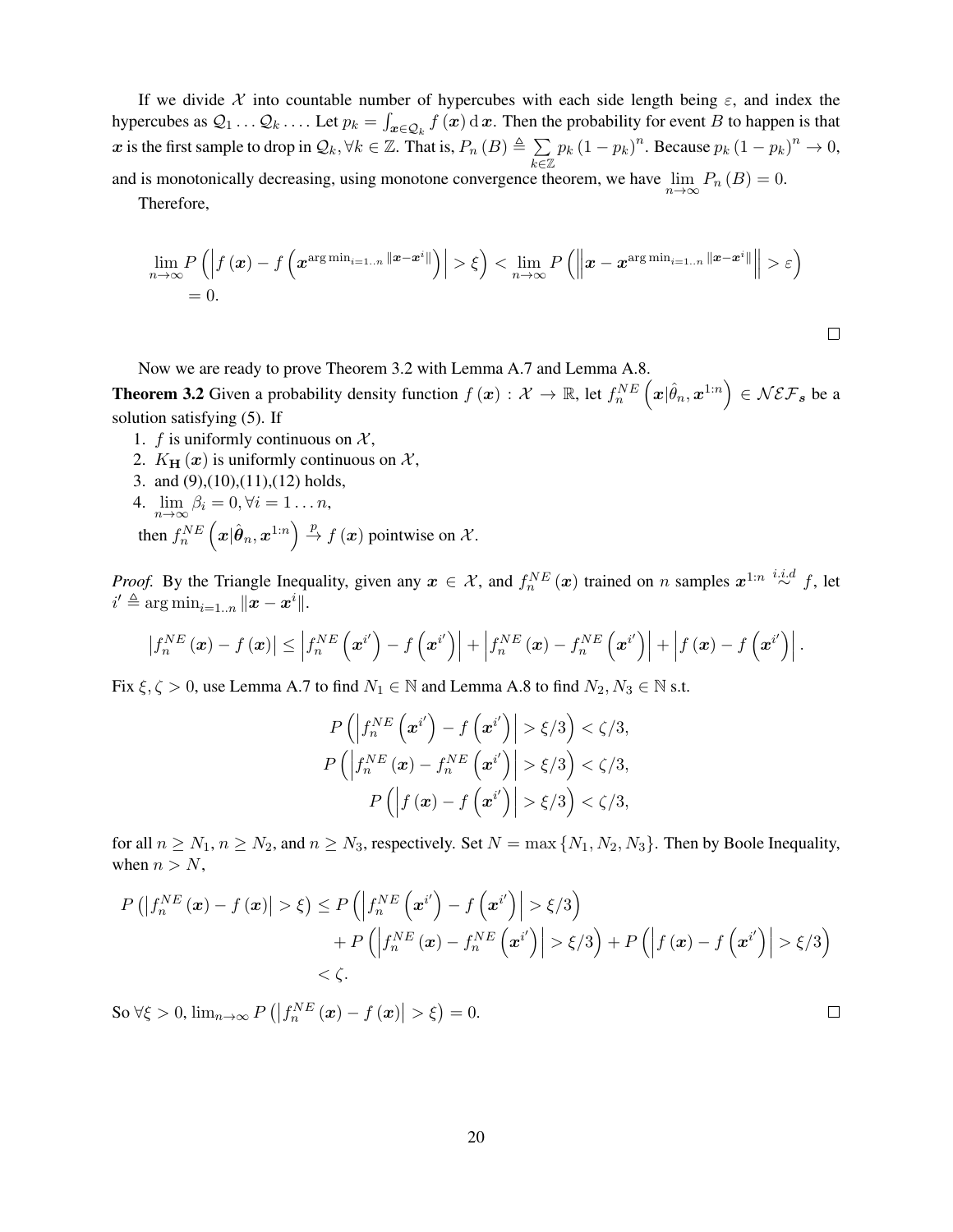If we divide $\mathcal{X}$ into countable number of hypercubes with each side length being $\varepsilon$, and index the hypercubes as $\mathcal{Q}_1 \ldots \mathcal{Q}_k \ldots$. Let $p_k = \int_{\boldsymbol{x} \in \mathcal{Q}_k} f(\boldsymbol{x}) \,\mathrm{d}\,\boldsymbol{x}$. Then the probability for event $B$ to happen is that $\boldsymbol{x}$ is the first sample to drop in $\mathcal{Q}_k, \forall k \in \mathbb{Z}$. That is, $P_n(B) \triangleq \sum_{k \in \mathbb{Z}} p_k (1-p_k)^n$. Because $p_k (1-p_k)^n \to 0$, and is monotonically decreasing, using monotone convergence theorem, we have $\lim_{n \to \infty} P_n(B) = 0$.

Therefore,

$$
\begin{aligned}
\lim_{n \to \infty} P\left(\left| f(\boldsymbol{x}) - f\left(\boldsymbol{x}^{\arg\min_{i=1..n} \|\boldsymbol{x} - \boldsymbol{x}^i\|}\right)\right| > \xi\right) &< \lim_{n \to \infty} P\left(\left\| \boldsymbol{x} - \boldsymbol{x}^{\arg\min_{i=1..n} \|\boldsymbol{x} - \boldsymbol{x}^i\|} \right\| > \varepsilon\right) \\
&= 0.
\end{aligned}
$$

□

Now we are ready to prove Theorem 3.2 with Lemma A.7 and Lemma A.8.

**Theorem 3.2** Given a probability density function $f(\boldsymbol{x}) : \mathcal{X} \to \mathbb{R}$, let $f_n^{NE}\left(\boldsymbol{x}|\hat{\theta}_n, \boldsymbol{x}^{1:n}\right) \in \mathcal{NEF}_{\boldsymbol{s}}$ be a solution satisfying (5). If

1. $f$ is uniformly continuous on $\mathcal{X}$,
2. $K_{\mathbf{H}}(\boldsymbol{x})$ is uniformly continuous on $\mathcal{X}$,
3. and (9),(10),(11),(12) holds,
4. $\lim_{n \to \infty} \beta_i = 0, \forall i = 1 \ldots n$,

then $f_n^{NE}\left(\boldsymbol{x}|\hat{\boldsymbol{\theta}}_n, \boldsymbol{x}^{1:n}\right) \xrightarrow{p} f(\boldsymbol{x})$ pointwise on $\mathcal{X}$.

*Proof.* By the Triangle Inequality, given any $\boldsymbol{x} \in \mathcal{X}$, and $f_n^{NE}(\boldsymbol{x})$ trained on $n$ samples $\boldsymbol{x}^{1:n} \overset{i.i.d}{\sim} f$, let $i' \triangleq \arg\min_{i=1..n} \|\boldsymbol{x} - \boldsymbol{x}^i\|$.

$$
\left| f_n^{NE}(\boldsymbol{x}) - f(\boldsymbol{x}) \right| \le \left| f_n^{NE}\left(\boldsymbol{x}^{i'}\right) - f\left(\boldsymbol{x}^{i'}\right) \right| + \left| f_n^{NE}(\boldsymbol{x}) - f_n^{NE}\left(\boldsymbol{x}^{i'}\right) \right| + \left| f(\boldsymbol{x}) - f\left(\boldsymbol{x}^{i'}\right) \right|.
$$

Fix $\xi, \zeta > 0$, use Lemma A.7 to find $N_1 \in \mathbb{N}$ and Lemma A.8 to find $N_2, N_3 \in \mathbb{N}$ s.t.

$$
\begin{aligned}
P\left(\left| f_n^{NE}\left(\boldsymbol{x}^{i'}\right) - f\left(\boldsymbol{x}^{i'}\right) \right| > \xi/3\right) &< \zeta/3, \\
P\left(\left| f_n^{NE}(\boldsymbol{x}) - f_n^{NE}\left(\boldsymbol{x}^{i'}\right) \right| > \xi/3\right) &< \zeta/3, \\
P\left(\left| f(\boldsymbol{x}) - f\left(\boldsymbol{x}^{i'}\right) \right| > \xi/3\right) &< \zeta/3,
\end{aligned}
$$

for all $n \ge N_1$, $n \ge N_2$, and $n \ge N_3$, respectively. Set $N = \max\{N_1, N_2, N_3\}$. Then by Boole Inequality, when $n > N$,

$$
\begin{aligned}
P\left(\left| f_n^{NE}(\boldsymbol{x}) - f(\boldsymbol{x}) \right| > \xi\right) \le\ & P\left(\left| f_n^{NE}\left(\boldsymbol{x}^{i'}\right) - f\left(\boldsymbol{x}^{i'}\right) \right| > \xi/3\right) \\
& + P\left(\left| f_n^{NE}(\boldsymbol{x}) - f_n^{NE}\left(\boldsymbol{x}^{i'}\right) \right| > \xi/3\right) + P\left(\left| f(\boldsymbol{x}) - f\left(\boldsymbol{x}^{i'}\right) \right| > \xi/3\right) \\
<\ & \zeta.
\end{aligned}
$$

So $\forall \xi > 0$, $\lim_{n \to \infty} P\left(\left| f_n^{NE}(\boldsymbol{x}) - f(\boldsymbol{x}) \right| > \xi\right) = 0$. □